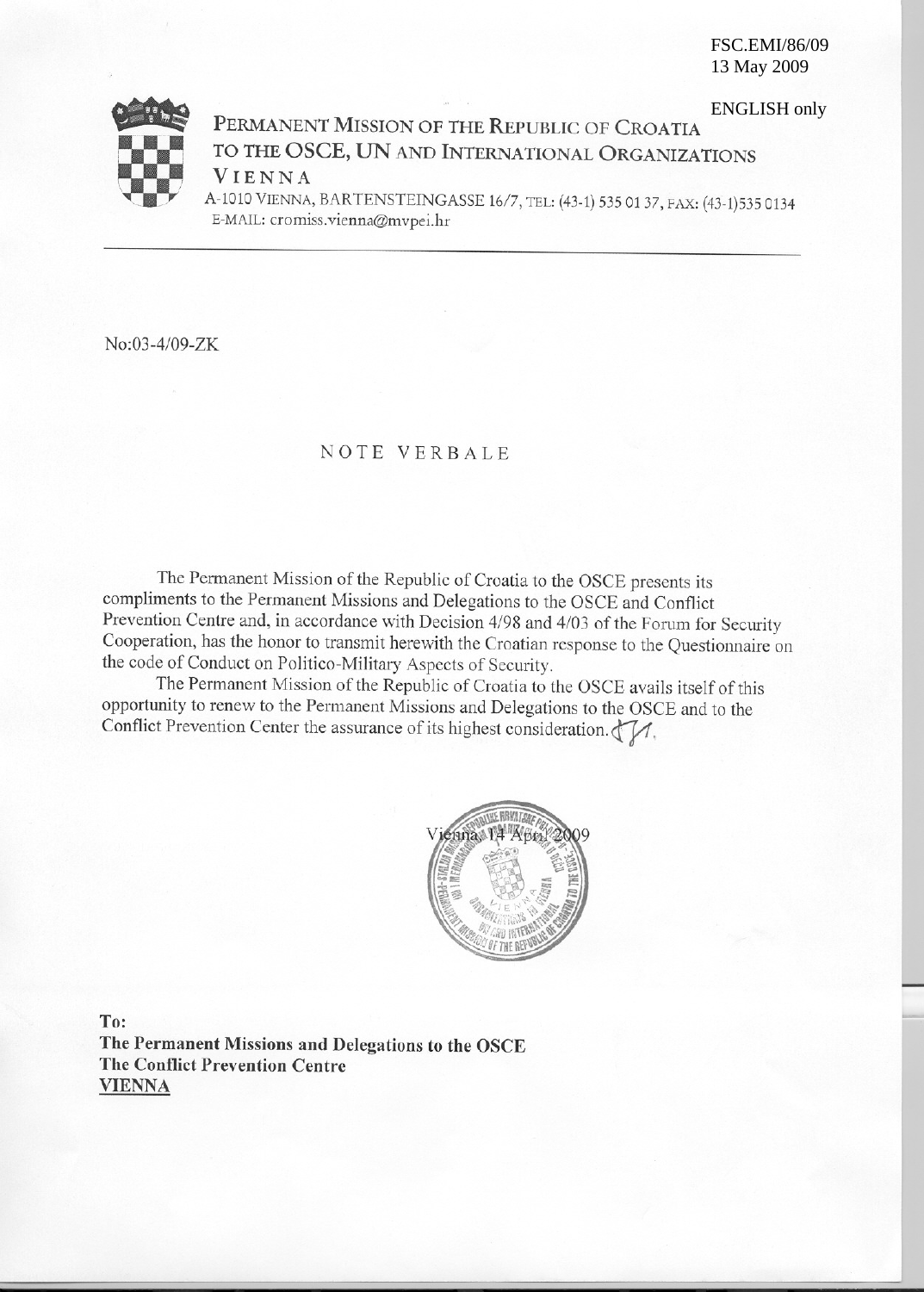FSC.EMI/86/09
13 May 2009

ENGLISH only

PERMANENT MISSION OF THE REPUBLIC OF CROATIA
TO THE OSCE, UN AND INTERNATIONAL ORGANIZATIONS
VIENNA

A-1010 VIENNA, BARTENSTEINGASSE 16/7, TEL: (43-1) 535 01 37, FAX: (43-1)535 0134
E-MAIL: cromiss.vienna@mvpei.hr

No:03-4/09-ZK

NOTE VERBALE

The Permanent Mission of the Republic of Croatia to the OSCE presents its compliments to the Permanent Missions and Delegations to the OSCE and Conflict Prevention Centre and, in accordance with Decision 4/98 and 4/03 of the Forum for Security Cooperation, has the honor to transmit herewith the Croatian response to the Questionnaire on the code of Conduct on Politico-Military Aspects of Security.

The Permanent Mission of the Republic of Croatia to the OSCE avails itself of this opportunity to renew to the Permanent Missions and Delegations to the OSCE and to the Conflict Prevention Center the assurance of its highest consideration.

Vienna, 14 April 2009

**To:**
**The Permanent Missions and Delegations to the OSCE**
**The Conflict Prevention Centre**
**VIENNA**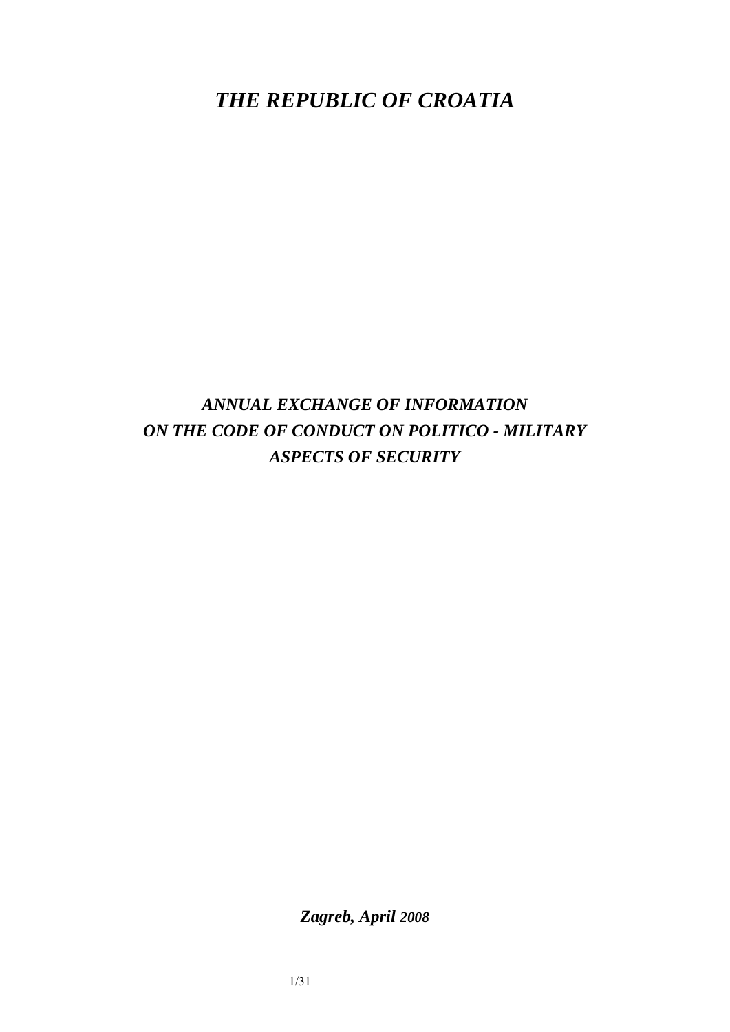# *THE REPUBLIC OF CROATIA*

## *ANNUAL EXCHANGE OF INFORMATION ON THE CODE OF CONDUCT ON POLITICO - MILITARY ASPECTS OF SECURITY*

***Zagreb, April 2008***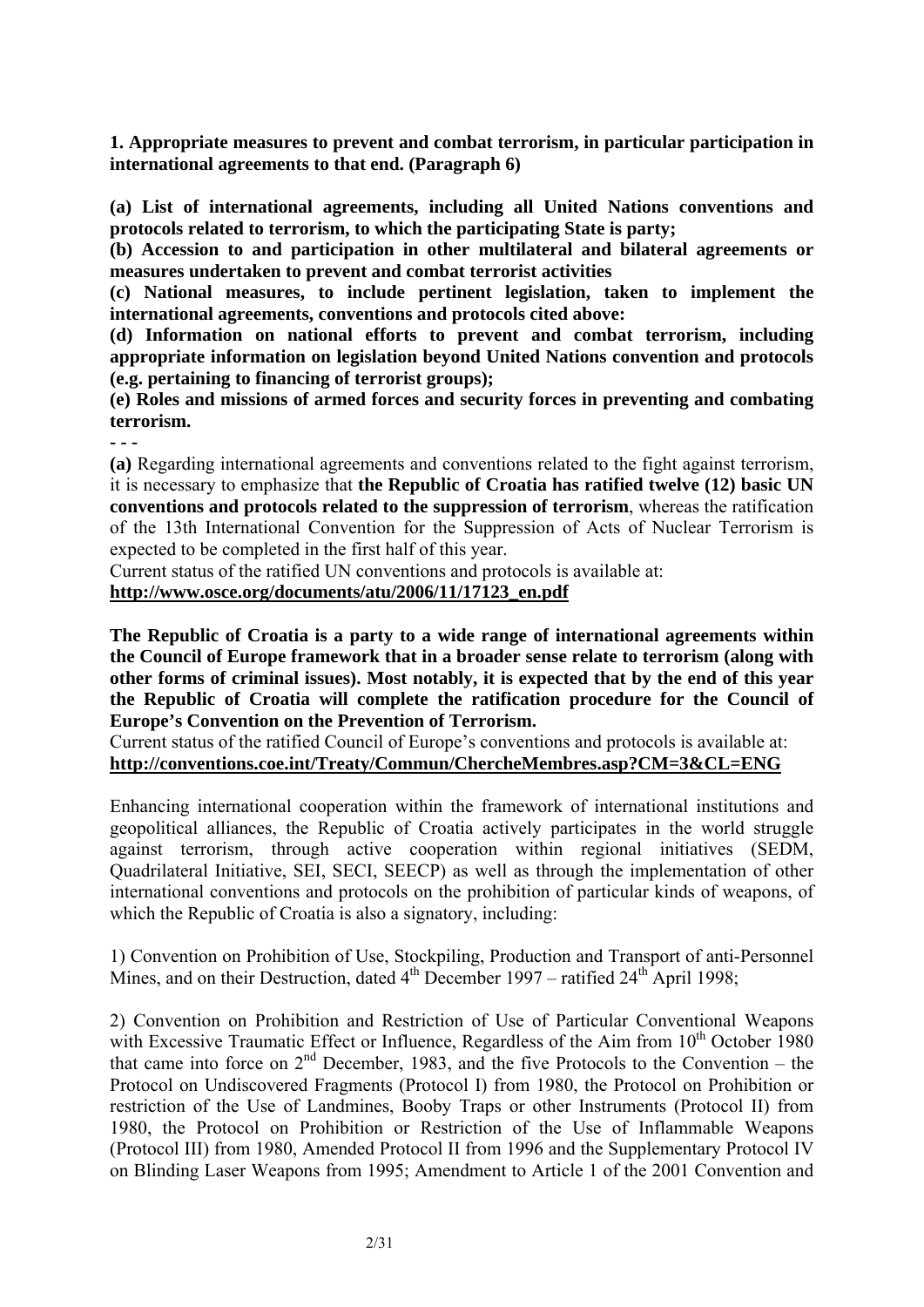**1. Appropriate measures to prevent and combat terrorism, in particular participation in international agreements to that end. (Paragraph 6)**

**(a) List of international agreements, including all United Nations conventions and protocols related to terrorism, to which the participating State is party;**

**(b) Accession to and participation in other multilateral and bilateral agreements or measures undertaken to prevent and combat terrorist activities**

**(c) National measures, to include pertinent legislation, taken to implement the international agreements, conventions and protocols cited above:**

**(d) Information on national efforts to prevent and combat terrorism, including appropriate information on legislation beyond United Nations convention and protocols (e.g. pertaining to financing of terrorist groups);**

**(e) Roles and missions of armed forces and security forces in preventing and combating terrorism.**

**- - -**

**(a)** Regarding international agreements and conventions related to the fight against terrorism, it is necessary to emphasize that **the Republic of Croatia has ratified twelve (12) basic UN conventions and protocols related to the suppression of terrorism**, whereas the ratification of the 13th International Convention for the Suppression of Acts of Nuclear Terrorism is expected to be completed in the first half of this year.

Current status of the ratified UN conventions and protocols is available at:
**http://www.osce.org/documents/atu/2006/11/17123_en.pdf**

**The Republic of Croatia is a party to a wide range of international agreements within the Council of Europe framework that in a broader sense relate to terrorism (along with other forms of criminal issues). Most notably, it is expected that by the end of this year the Republic of Croatia will complete the ratification procedure for the Council of Europe's Convention on the Prevention of Terrorism.**

Current status of the ratified Council of Europe's conventions and protocols is available at:
**http://conventions.coe.int/Treaty/Commun/ChercheMembres.asp?CM=3&CL=ENG**

Enhancing international cooperation within the framework of international institutions and geopolitical alliances, the Republic of Croatia actively participates in the world struggle against terrorism, through active cooperation within regional initiatives (SEDM, Quadrilateral Initiative, SEI, SECI, SEECP) as well as through the implementation of other international conventions and protocols on the prohibition of particular kinds of weapons, of which the Republic of Croatia is also a signatory, including:

1) Convention on Prohibition of Use, Stockpiling, Production and Transport of anti-Personnel Mines, and on their Destruction, dated 4th December 1997 – ratified 24th April 1998;

2) Convention on Prohibition and Restriction of Use of Particular Conventional Weapons with Excessive Traumatic Effect or Influence, Regardless of the Aim from 10th October 1980 that came into force on 2nd December, 1983, and the five Protocols to the Convention – the Protocol on Undiscovered Fragments (Protocol I) from 1980, the Protocol on Prohibition or restriction of the Use of Landmines, Booby Traps or other Instruments (Protocol II) from 1980, the Protocol on Prohibition or Restriction of the Use of Inflammable Weapons (Protocol III) from 1980, Amended Protocol II from 1996 and the Supplementary Protocol IV on Blinding Laser Weapons from 1995; Amendment to Article 1 of the 2001 Convention and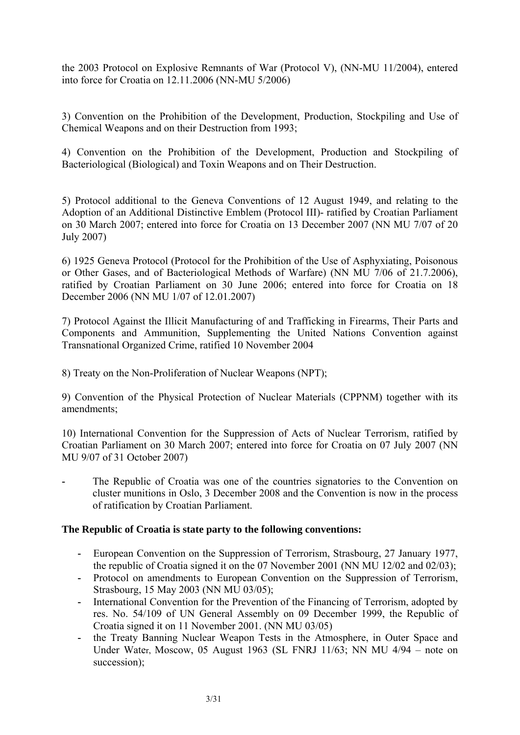the 2003 Protocol on Explosive Remnants of War (Protocol V), (NN-MU 11/2004), entered into force for Croatia on 12.11.2006 (NN-MU 5/2006)

3) Convention on the Prohibition of the Development, Production, Stockpiling and Use of Chemical Weapons and on their Destruction from 1993;

4) Convention on the Prohibition of the Development, Production and Stockpiling of Bacteriological (Biological) and Toxin Weapons and on Their Destruction.

5) Protocol additional to the Geneva Conventions of 12 August 1949, and relating to the Adoption of an Additional Distinctive Emblem (Protocol III)- ratified by Croatian Parliament on 30 March 2007; entered into force for Croatia on 13 December 2007 (NN MU 7/07 of 20 July 2007)

6) 1925 Geneva Protocol (Protocol for the Prohibition of the Use of Asphyxiating, Poisonous or Other Gases, and of Bacteriological Methods of Warfare) (NN MU 7/06 of 21.7.2006), ratified by Croatian Parliament on 30 June 2006; entered into force for Croatia on 18 December 2006 (NN MU 1/07 of 12.01.2007)

7) Protocol Against the Illicit Manufacturing of and Trafficking in Firearms, Their Parts and Components and Ammunition, Supplementing the United Nations Convention against Transnational Organized Crime, ratified 10 November 2004

8) Treaty on the Non-Proliferation of Nuclear Weapons (NPT);

9) Convention of the Physical Protection of Nuclear Materials (CPPNM) together with its amendments;

10) International Convention for the Suppression of Acts of Nuclear Terrorism, ratified by Croatian Parliament on 30 March 2007; entered into force for Croatia on 07 July 2007 (NN MU 9/07 of 31 October 2007)

- The Republic of Croatia was one of the countries signatories to the Convention on cluster munitions in Oslo, 3 December 2008 and the Convention is now in the process of ratification by Croatian Parliament.

**The Republic of Croatia is state party to the following conventions:**

- European Convention on the Suppression of Terrorism, Strasbourg, 27 January 1977, the republic of Croatia signed it on the 07 November 2001 (NN MU 12/02 and 02/03);
- Protocol on amendments to European Convention on the Suppression of Terrorism, Strasbourg, 15 May 2003 (NN MU 03/05);
- International Convention for the Prevention of the Financing of Terrorism, adopted by res. No. 54/109 of UN General Assembly on 09 December 1999, the Republic of Croatia signed it on 11 November 2001. (NN MU 03/05)
- the Treaty Banning Nuclear Weapon Tests in the Atmosphere, in Outer Space and Under Water, Moscow, 05 August 1963 (SL FNRJ 11/63; NN MU 4/94 – note on succession);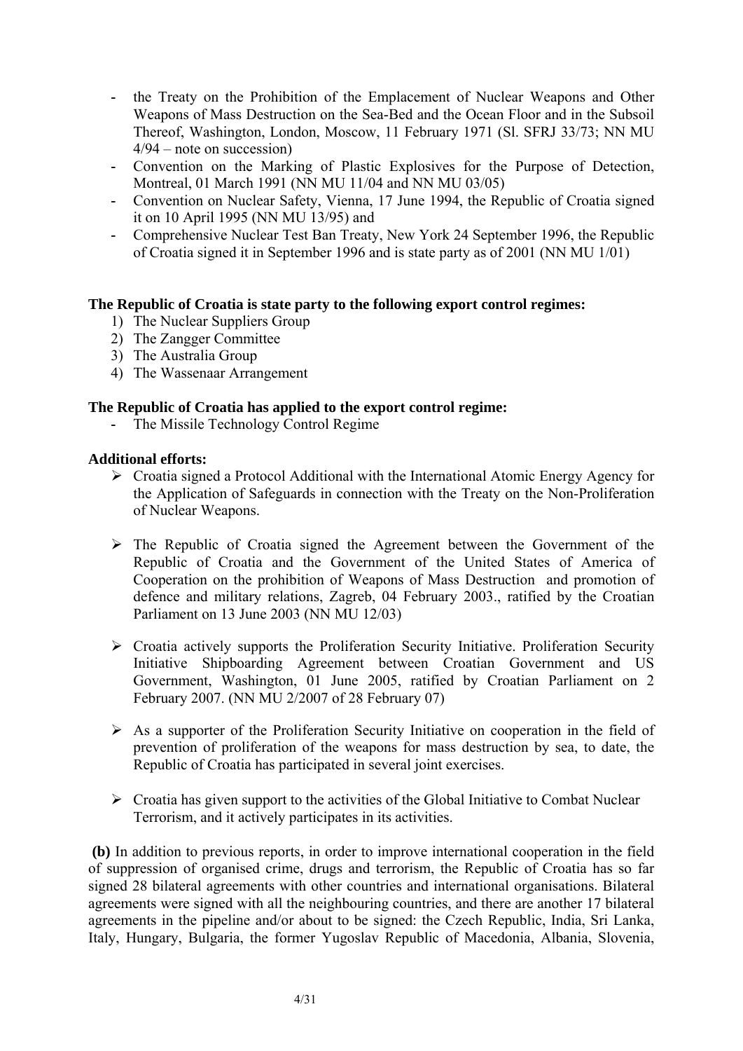- the Treaty on the Prohibition of the Emplacement of Nuclear Weapons and Other Weapons of Mass Destruction on the Sea-Bed and the Ocean Floor and in the Subsoil Thereof, Washington, London, Moscow, 11 February 1971 (Sl. SFRJ 33/73; NN MU 4/94 – note on succession)
- Convention on the Marking of Plastic Explosives for the Purpose of Detection, Montreal, 01 March 1991 (NN MU 11/04 and NN MU 03/05)
- Convention on Nuclear Safety, Vienna, 17 June 1994, the Republic of Croatia signed it on 10 April 1995 (NN MU 13/95) and
- Comprehensive Nuclear Test Ban Treaty, New York 24 September 1996, the Republic of Croatia signed it in September 1996 and is state party as of 2001 (NN MU 1/01)

**The Republic of Croatia is state party to the following export control regimes:**

1) The Nuclear Suppliers Group
2) The Zangger Committee
3) The Australia Group
4) The Wassenaar Arrangement

**The Republic of Croatia has applied to the export control regime:**

- The Missile Technology Control Regime

**Additional efforts:**

- Croatia signed a Protocol Additional with the International Atomic Energy Agency for the Application of Safeguards in connection with the Treaty on the Non-Proliferation of Nuclear Weapons.

- The Republic of Croatia signed the Agreement between the Government of the Republic of Croatia and the Government of the United States of America of Cooperation on the prohibition of Weapons of Mass Destruction and promotion of defence and military relations, Zagreb, 04 February 2003., ratified by the Croatian Parliament on 13 June 2003 (NN MU 12/03)

- Croatia actively supports the Proliferation Security Initiative. Proliferation Security Initiative Shipboarding Agreement between Croatian Government and US Government, Washington, 01 June 2005, ratified by Croatian Parliament on 2 February 2007. (NN MU 2/2007 of 28 February 07)

- As a supporter of the Proliferation Security Initiative on cooperation in the field of prevention of proliferation of the weapons for mass destruction by sea, to date, the Republic of Croatia has participated in several joint exercises.

- Croatia has given support to the activities of the Global Initiative to Combat Nuclear Terrorism, and it actively participates in its activities.

**(b)** In addition to previous reports, in order to improve international cooperation in the field of suppression of organised crime, drugs and terrorism, the Republic of Croatia has so far signed 28 bilateral agreements with other countries and international organisations. Bilateral agreements were signed with all the neighbouring countries, and there are another 17 bilateral agreements in the pipeline and/or about to be signed: the Czech Republic, India, Sri Lanka, Italy, Hungary, Bulgaria, the former Yugoslav Republic of Macedonia, Albania, Slovenia,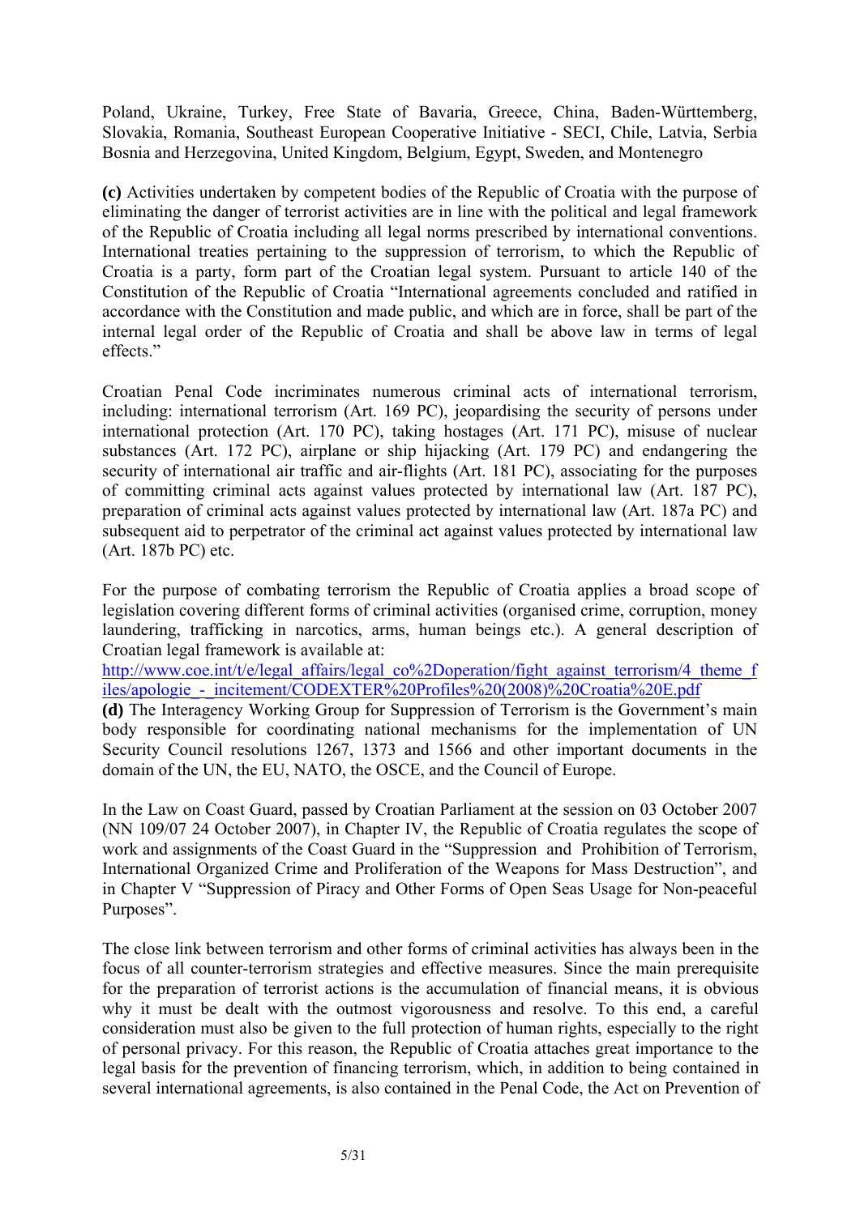Poland, Ukraine, Turkey, Free State of Bavaria, Greece, China, Baden-Württemberg, Slovakia, Romania, Southeast European Cooperative Initiative - SECI, Chile, Latvia, Serbia Bosnia and Herzegovina, United Kingdom, Belgium, Egypt, Sweden, and Montenegro

**(c)** Activities undertaken by competent bodies of the Republic of Croatia with the purpose of eliminating the danger of terrorist activities are in line with the political and legal framework of the Republic of Croatia including all legal norms prescribed by international conventions. International treaties pertaining to the suppression of terrorism, to which the Republic of Croatia is a party, form part of the Croatian legal system. Pursuant to article 140 of the Constitution of the Republic of Croatia "International agreements concluded and ratified in accordance with the Constitution and made public, and which are in force, shall be part of the internal legal order of the Republic of Croatia and shall be above law in terms of legal effects."

Croatian Penal Code incriminates numerous criminal acts of international terrorism, including: international terrorism (Art. 169 PC), jeopardising the security of persons under international protection (Art. 170 PC), taking hostages (Art. 171 PC), misuse of nuclear substances (Art. 172 PC), airplane or ship hijacking (Art. 179 PC) and endangering the security of international air traffic and air-flights (Art. 181 PC), associating for the purposes of committing criminal acts against values protected by international law (Art. 187 PC), preparation of criminal acts against values protected by international law (Art. 187a PC) and subsequent aid to perpetrator of the criminal act against values protected by international law (Art. 187b PC) etc.

For the purpose of combating terrorism the Republic of Croatia applies a broad scope of legislation covering different forms of criminal activities (organised crime, corruption, money laundering, trafficking in narcotics, arms, human beings etc.). A general description of Croatian legal framework is available at:
http://www.coe.int/t/e/legal_affairs/legal_co%2Doperation/fight_against_terrorism/4_theme_files/apologie_-_incitement/CODEXTER%20Profiles%20(2008)%20Croatia%20E.pdf

**(d)** The Interagency Working Group for Suppression of Terrorism is the Government's main body responsible for coordinating national mechanisms for the implementation of UN Security Council resolutions 1267, 1373 and 1566 and other important documents in the domain of the UN, the EU, NATO, the OSCE, and the Council of Europe.

In the Law on Coast Guard, passed by Croatian Parliament at the session on 03 October 2007 (NN 109/07 24 October 2007), in Chapter IV, the Republic of Croatia regulates the scope of work and assignments of the Coast Guard in the "Suppression and Prohibition of Terrorism, International Organized Crime and Proliferation of the Weapons for Mass Destruction", and in Chapter V "Suppression of Piracy and Other Forms of Open Seas Usage for Non-peaceful Purposes".

The close link between terrorism and other forms of criminal activities has always been in the focus of all counter-terrorism strategies and effective measures. Since the main prerequisite for the preparation of terrorist actions is the accumulation of financial means, it is obvious why it must be dealt with the outmost vigorousness and resolve. To this end, a careful consideration must also be given to the full protection of human rights, especially to the right of personal privacy. For this reason, the Republic of Croatia attaches great importance to the legal basis for the prevention of financing terrorism, which, in addition to being contained in several international agreements, is also contained in the Penal Code, the Act on Prevention of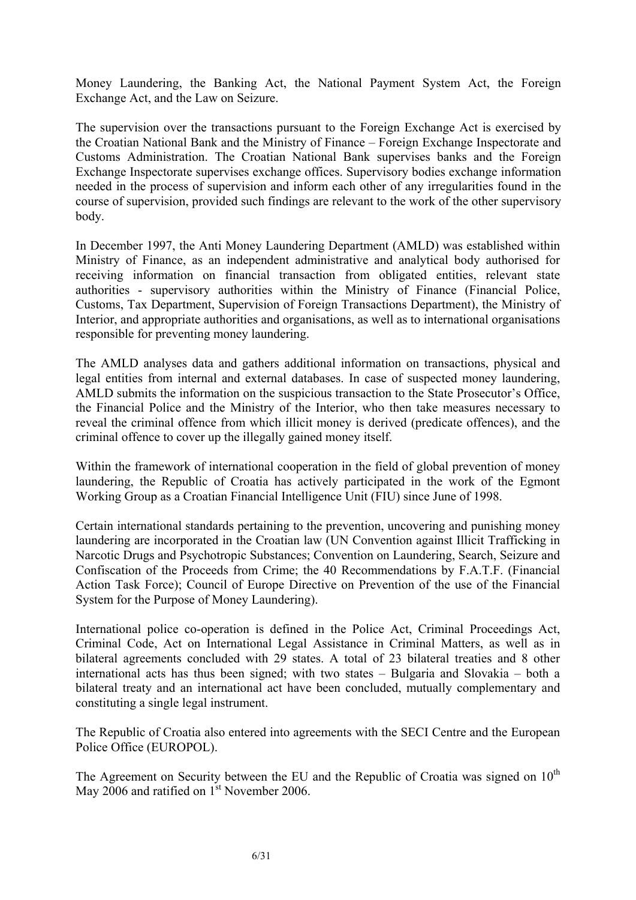Money Laundering, the Banking Act, the National Payment System Act, the Foreign Exchange Act, and the Law on Seizure.

The supervision over the transactions pursuant to the Foreign Exchange Act is exercised by the Croatian National Bank and the Ministry of Finance – Foreign Exchange Inspectorate and Customs Administration. The Croatian National Bank supervises banks and the Foreign Exchange Inspectorate supervises exchange offices. Supervisory bodies exchange information needed in the process of supervision and inform each other of any irregularities found in the course of supervision, provided such findings are relevant to the work of the other supervisory body.

In December 1997, the Anti Money Laundering Department (AMLD) was established within Ministry of Finance, as an independent administrative and analytical body authorised for receiving information on financial transaction from obligated entities, relevant state authorities - supervisory authorities within the Ministry of Finance (Financial Police, Customs, Tax Department, Supervision of Foreign Transactions Department), the Ministry of Interior, and appropriate authorities and organisations, as well as to international organisations responsible for preventing money laundering.

The AMLD analyses data and gathers additional information on transactions, physical and legal entities from internal and external databases. In case of suspected money laundering, AMLD submits the information on the suspicious transaction to the State Prosecutor's Office, the Financial Police and the Ministry of the Interior, who then take measures necessary to reveal the criminal offence from which illicit money is derived (predicate offences), and the criminal offence to cover up the illegally gained money itself.

Within the framework of international cooperation in the field of global prevention of money laundering, the Republic of Croatia has actively participated in the work of the Egmont Working Group as a Croatian Financial Intelligence Unit (FIU) since June of 1998.

Certain international standards pertaining to the prevention, uncovering and punishing money laundering are incorporated in the Croatian law (UN Convention against Illicit Trafficking in Narcotic Drugs and Psychotropic Substances; Convention on Laundering, Search, Seizure and Confiscation of the Proceeds from Crime; the 40 Recommendations by F.A.T.F. (Financial Action Task Force); Council of Europe Directive on Prevention of the use of the Financial System for the Purpose of Money Laundering).

International police co-operation is defined in the Police Act, Criminal Proceedings Act, Criminal Code, Act on International Legal Assistance in Criminal Matters, as well as in bilateral agreements concluded with 29 states. A total of 23 bilateral treaties and 8 other international acts has thus been signed; with two states – Bulgaria and Slovakia – both a bilateral treaty and an international act have been concluded, mutually complementary and constituting a single legal instrument.

The Republic of Croatia also entered into agreements with the SECI Centre and the European Police Office (EUROPOL).

The Agreement on Security between the EU and the Republic of Croatia was signed on 10th May 2006 and ratified on 1st November 2006.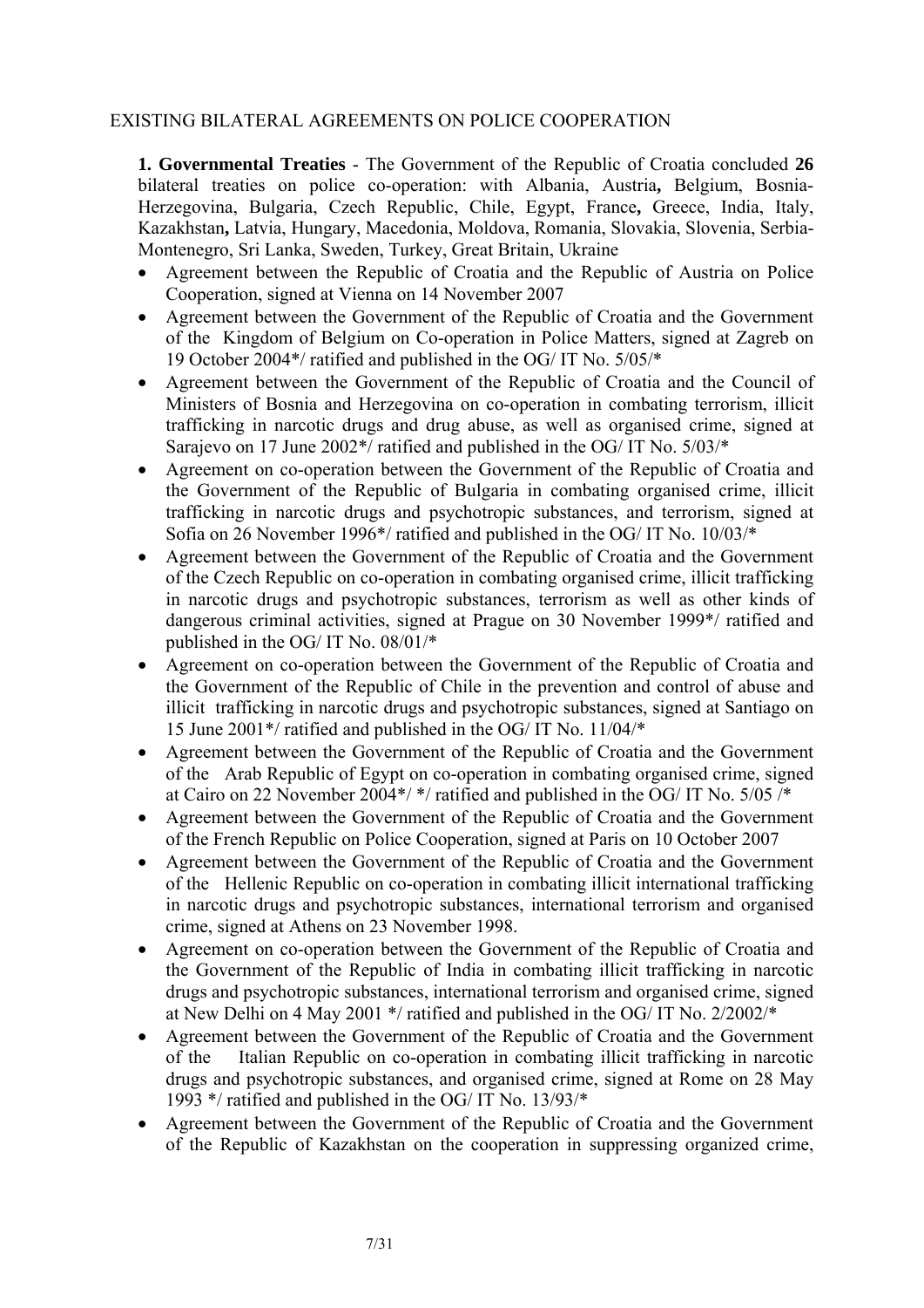EXISTING BILATERAL AGREEMENTS ON POLICE COOPERATION

**1. Governmental Treaties** - The Government of the Republic of Croatia concluded **26** bilateral treaties on police co-operation: with Albania, Austria**,** Belgium, Bosnia-Herzegovina, Bulgaria, Czech Republic, Chile, Egypt, France**,** Greece, India, Italy, Kazakhstan**,** Latvia, Hungary, Macedonia, Moldova, Romania, Slovakia, Slovenia, Serbia-Montenegro, Sri Lanka, Sweden, Turkey, Great Britain, Ukraine

- Agreement between the Republic of Croatia and the Republic of Austria on Police Cooperation, signed at Vienna on 14 November 2007
- Agreement between the Government of the Republic of Croatia and the Government of the Kingdom of Belgium on Co-operation in Police Matters, signed at Zagreb on 19 October 2004*/ ratified and published in the OG/ IT No. 5/05/*
- Agreement between the Government of the Republic of Croatia and the Council of Ministers of Bosnia and Herzegovina on co-operation in combating terrorism, illicit trafficking in narcotic drugs and drug abuse, as well as organised crime, signed at Sarajevo on 17 June 2002*/ ratified and published in the OG/ IT No. 5/03/*
- Agreement on co-operation between the Government of the Republic of Croatia and the Government of the Republic of Bulgaria in combating organised crime, illicit trafficking in narcotic drugs and psychotropic substances, and terrorism, signed at Sofia on 26 November 1996*/ ratified and published in the OG/ IT No. 10/03/*
- Agreement between the Government of the Republic of Croatia and the Government of the Czech Republic on co-operation in combating organised crime, illicit trafficking in narcotic drugs and psychotropic substances, terrorism as well as other kinds of dangerous criminal activities, signed at Prague on 30 November 1999*/ ratified and published in the OG/ IT No. 08/01/*
- Agreement on co-operation between the Government of the Republic of Croatia and the Government of the Republic of Chile in the prevention and control of abuse and illicit trafficking in narcotic drugs and psychotropic substances, signed at Santiago on 15 June 2001*/ ratified and published in the OG/ IT No. 11/04/*
- Agreement between the Government of the Republic of Croatia and the Government of the Arab Republic of Egypt on co-operation in combating organised crime, signed at Cairo on 22 November 2004*/ */ ratified and published in the OG/ IT No. 5/05 /*
- Agreement between the Government of the Republic of Croatia and the Government of the French Republic on Police Cooperation, signed at Paris on 10 October 2007
- Agreement between the Government of the Republic of Croatia and the Government of the Hellenic Republic on co-operation in combating illicit international trafficking in narcotic drugs and psychotropic substances, international terrorism and organised crime, signed at Athens on 23 November 1998.
- Agreement on co-operation between the Government of the Republic of Croatia and the Government of the Republic of India in combating illicit trafficking in narcotic drugs and psychotropic substances, international terrorism and organised crime, signed at New Delhi on 4 May 2001 */ ratified and published in the OG/ IT No. 2/2002/*
- Agreement between the Government of the Republic of Croatia and the Government of the Italian Republic on co-operation in combating illicit trafficking in narcotic drugs and psychotropic substances, and organised crime, signed at Rome on 28 May 1993 */ ratified and published in the OG/ IT No. 13/93/*
- Agreement between the Government of the Republic of Croatia and the Government of the Republic of Kazakhstan on the cooperation in suppressing organized crime,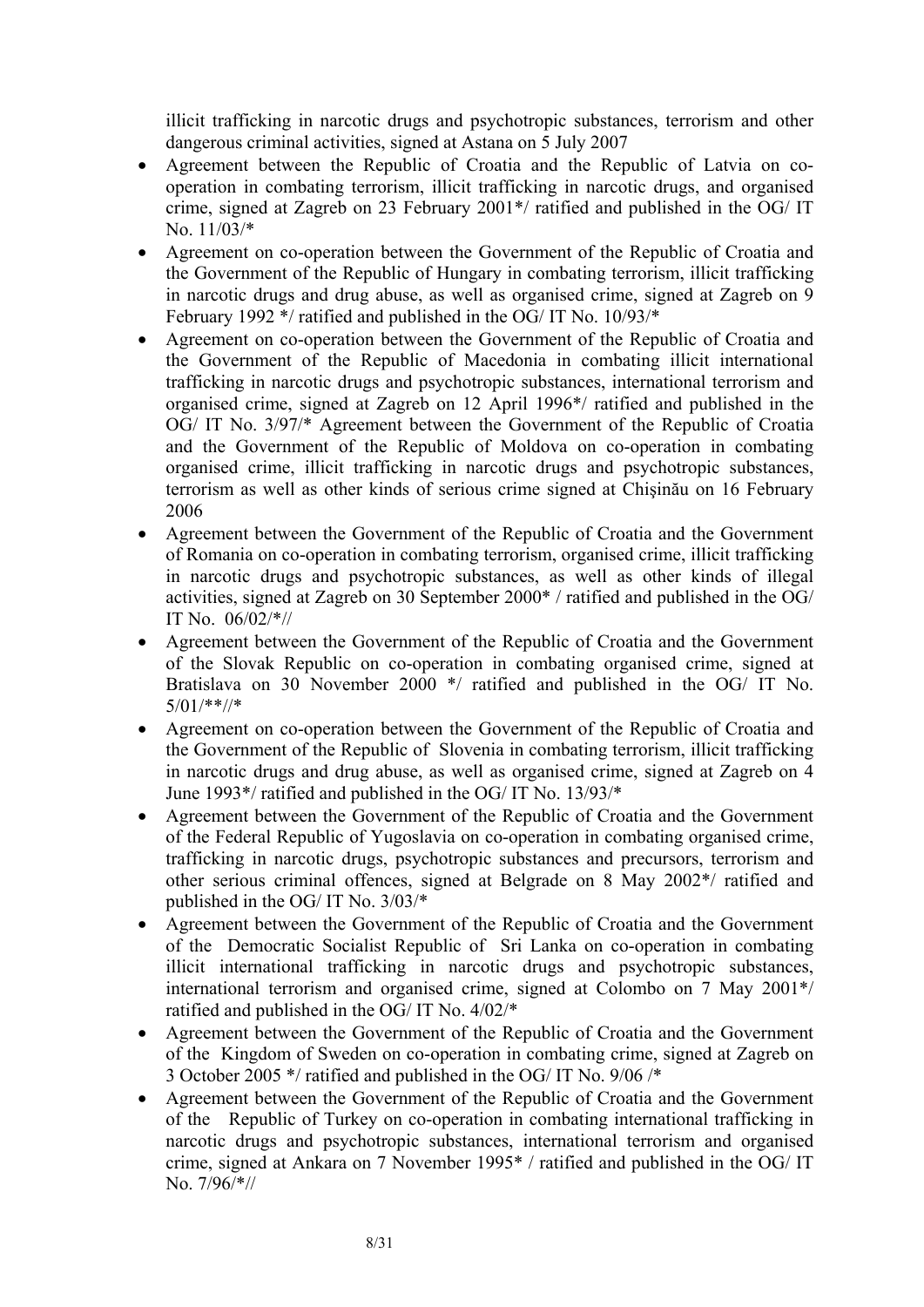illicit trafficking in narcotic drugs and psychotropic substances, terrorism and other dangerous criminal activities, signed at Astana on 5 July 2007

- Agreement between the Republic of Croatia and the Republic of Latvia on co-operation in combating terrorism, illicit trafficking in narcotic drugs, and organised crime, signed at Zagreb on 23 February 2001*/ ratified and published in the OG/ IT No. 11/03/*
- Agreement on co-operation between the Government of the Republic of Croatia and the Government of the Republic of Hungary in combating terrorism, illicit trafficking in narcotic drugs and drug abuse, as well as organised crime, signed at Zagreb on 9 February 1992 */ ratified and published in the OG/ IT No. 10/93/*
- Agreement on co-operation between the Government of the Republic of Croatia and the Government of the Republic of Macedonia in combating illicit international trafficking in narcotic drugs and psychotropic substances, international terrorism and organised crime, signed at Zagreb on 12 April 1996*/ ratified and published in the OG/ IT No. 3/97/* Agreement between the Government of the Republic of Croatia and the Government of the Republic of Moldova on co-operation in combating organised crime, illicit trafficking in narcotic drugs and psychotropic substances, terrorism as well as other kinds of serious crime signed at Chişinău on 16 February 2006
- Agreement between the Government of the Republic of Croatia and the Government of Romania on co-operation in combating terrorism, organised crime, illicit trafficking in narcotic drugs and psychotropic substances, as well as other kinds of illegal activities, signed at Zagreb on 30 September 2000* / ratified and published in the OG/ IT No. 06/02/*//
- Agreement between the Government of the Republic of Croatia and the Government of the Slovak Republic on co-operation in combating organised crime, signed at Bratislava on 30 November 2000 */ ratified and published in the OG/ IT No. 5/01/**//*
- Agreement on co-operation between the Government of the Republic of Croatia and the Government of the Republic of Slovenia in combating terrorism, illicit trafficking in narcotic drugs and drug abuse, as well as organised crime, signed at Zagreb on 4 June 1993*/ ratified and published in the OG/ IT No. 13/93/*
- Agreement between the Government of the Republic of Croatia and the Government of the Federal Republic of Yugoslavia on co-operation in combating organised crime, trafficking in narcotic drugs, psychotropic substances and precursors, terrorism and other serious criminal offences, signed at Belgrade on 8 May 2002*/ ratified and published in the OG/ IT No. 3/03/*
- Agreement between the Government of the Republic of Croatia and the Government of the Democratic Socialist Republic of Sri Lanka on co-operation in combating illicit international trafficking in narcotic drugs and psychotropic substances, international terrorism and organised crime, signed at Colombo on 7 May 2001*/ ratified and published in the OG/ IT No. 4/02/*
- Agreement between the Government of the Republic of Croatia and the Government of the Kingdom of Sweden on co-operation in combating crime, signed at Zagreb on 3 October 2005 */ ratified and published in the OG/ IT No. 9/06 /*
- Agreement between the Government of the Republic of Croatia and the Government of the Republic of Turkey on co-operation in combating international trafficking in narcotic drugs and psychotropic substances, international terrorism and organised crime, signed at Ankara on 7 November 1995* / ratified and published in the OG/ IT No. 7/96/*//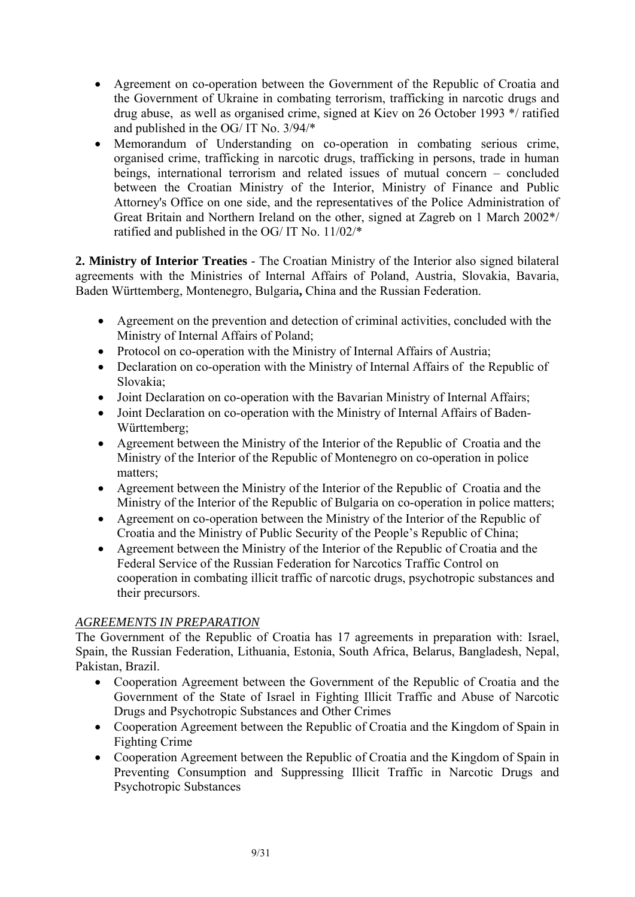- Agreement on co-operation between the Government of the Republic of Croatia and the Government of Ukraine in combating terrorism, trafficking in narcotic drugs and drug abuse, as well as organised crime, signed at Kiev on 26 October 1993 */ ratified and published in the OG/ IT No. 3/94/*
- Memorandum of Understanding on co-operation in combating serious crime, organised crime, trafficking in narcotic drugs, trafficking in persons, trade in human beings, international terrorism and related issues of mutual concern – concluded between the Croatian Ministry of the Interior, Ministry of Finance and Public Attorney's Office on one side, and the representatives of the Police Administration of Great Britain and Northern Ireland on the other, signed at Zagreb on 1 March 2002*/ ratified and published in the OG/ IT No. 11/02/*

**2. Ministry of Interior Treaties** - The Croatian Ministry of the Interior also signed bilateral agreements with the Ministries of Internal Affairs of Poland, Austria, Slovakia, Bavaria, Baden Württemberg, Montenegro, Bulgaria**,** China and the Russian Federation.

- Agreement on the prevention and detection of criminal activities, concluded with the Ministry of Internal Affairs of Poland;
- Protocol on co-operation with the Ministry of Internal Affairs of Austria;
- Declaration on co-operation with the Ministry of Internal Affairs of the Republic of Slovakia;
- Joint Declaration on co-operation with the Bavarian Ministry of Internal Affairs;
- Joint Declaration on co-operation with the Ministry of Internal Affairs of Baden-Württemberg;
- Agreement between the Ministry of the Interior of the Republic of Croatia and the Ministry of the Interior of the Republic of Montenegro on co-operation in police matters;
- Agreement between the Ministry of the Interior of the Republic of Croatia and the Ministry of the Interior of the Republic of Bulgaria on co-operation in police matters;
- Agreement on co-operation between the Ministry of the Interior of the Republic of Croatia and the Ministry of Public Security of the People's Republic of China;
- Agreement between the Ministry of the Interior of the Republic of Croatia and the Federal Service of the Russian Federation for Narcotics Traffic Control on cooperation in combating illicit traffic of narcotic drugs, psychotropic substances and their precursors.

*AGREEMENTS IN PREPARATION*

The Government of the Republic of Croatia has 17 agreements in preparation with: Israel, Spain, the Russian Federation, Lithuania, Estonia, South Africa, Belarus, Bangladesh, Nepal, Pakistan, Brazil.

- Cooperation Agreement between the Government of the Republic of Croatia and the Government of the State of Israel in Fighting Illicit Traffic and Abuse of Narcotic Drugs and Psychotropic Substances and Other Crimes
- Cooperation Agreement between the Republic of Croatia and the Kingdom of Spain in Fighting Crime
- Cooperation Agreement between the Republic of Croatia and the Kingdom of Spain in Preventing Consumption and Suppressing Illicit Traffic in Narcotic Drugs and Psychotropic Substances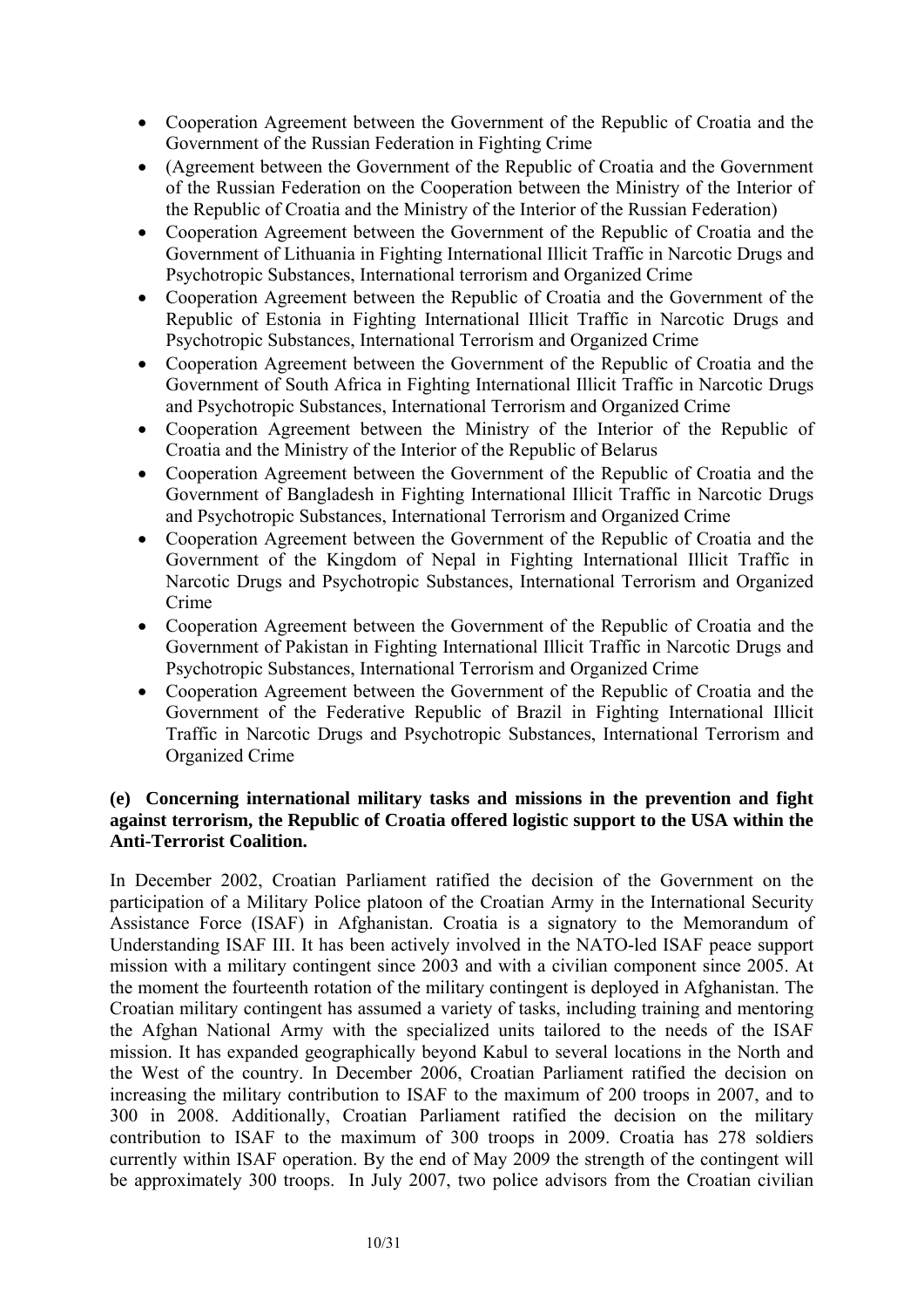- Cooperation Agreement between the Government of the Republic of Croatia and the Government of the Russian Federation in Fighting Crime
- (Agreement between the Government of the Republic of Croatia and the Government of the Russian Federation on the Cooperation between the Ministry of the Interior of the Republic of Croatia and the Ministry of the Interior of the Russian Federation)
- Cooperation Agreement between the Government of the Republic of Croatia and the Government of Lithuania in Fighting International Illicit Traffic in Narcotic Drugs and Psychotropic Substances, International terrorism and Organized Crime
- Cooperation Agreement between the Republic of Croatia and the Government of the Republic of Estonia in Fighting International Illicit Traffic in Narcotic Drugs and Psychotropic Substances, International Terrorism and Organized Crime
- Cooperation Agreement between the Government of the Republic of Croatia and the Government of South Africa in Fighting International Illicit Traffic in Narcotic Drugs and Psychotropic Substances, International Terrorism and Organized Crime
- Cooperation Agreement between the Ministry of the Interior of the Republic of Croatia and the Ministry of the Interior of the Republic of Belarus
- Cooperation Agreement between the Government of the Republic of Croatia and the Government of Bangladesh in Fighting International Illicit Traffic in Narcotic Drugs and Psychotropic Substances, International Terrorism and Organized Crime
- Cooperation Agreement between the Government of the Republic of Croatia and the Government of the Kingdom of Nepal in Fighting International Illicit Traffic in Narcotic Drugs and Psychotropic Substances, International Terrorism and Organized Crime
- Cooperation Agreement between the Government of the Republic of Croatia and the Government of Pakistan in Fighting International Illicit Traffic in Narcotic Drugs and Psychotropic Substances, International Terrorism and Organized Crime
- Cooperation Agreement between the Government of the Republic of Croatia and the Government of the Federative Republic of Brazil in Fighting International Illicit Traffic in Narcotic Drugs and Psychotropic Substances, International Terrorism and Organized Crime

**(e) Concerning international military tasks and missions in the prevention and fight against terrorism, the Republic of Croatia offered logistic support to the USA within the Anti-Terrorist Coalition.**

In December 2002, Croatian Parliament ratified the decision of the Government on the participation of a Military Police platoon of the Croatian Army in the International Security Assistance Force (ISAF) in Afghanistan. Croatia is a signatory to the Memorandum of Understanding ISAF III. It has been actively involved in the NATO-led ISAF peace support mission with a military contingent since 2003 and with a civilian component since 2005. At the moment the fourteenth rotation of the military contingent is deployed in Afghanistan. The Croatian military contingent has assumed a variety of tasks, including training and mentoring the Afghan National Army with the specialized units tailored to the needs of the ISAF mission. It has expanded geographically beyond Kabul to several locations in the North and the West of the country. In December 2006, Croatian Parliament ratified the decision on increasing the military contribution to ISAF to the maximum of 200 troops in 2007, and to 300 in 2008. Additionally, Croatian Parliament ratified the decision on the military contribution to ISAF to the maximum of 300 troops in 2009. Croatia has 278 soldiers currently within ISAF operation. By the end of May 2009 the strength of the contingent will be approximately 300 troops. In July 2007, two police advisors from the Croatian civilian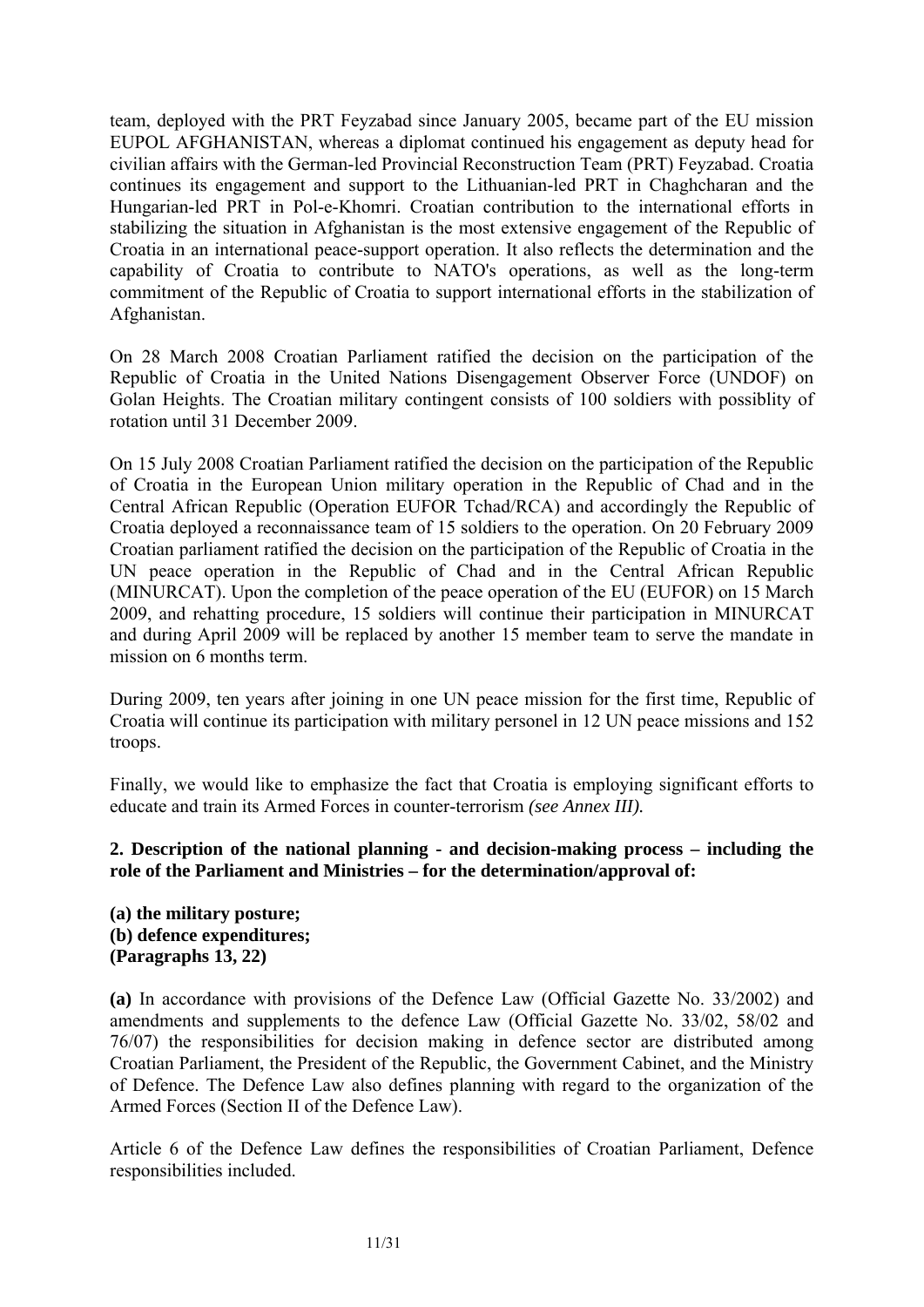team, deployed with the PRT Feyzabad since January 2005, became part of the EU mission EUPOL AFGHANISTAN, whereas a diplomat continued his engagement as deputy head for civilian affairs with the German-led Provincial Reconstruction Team (PRT) Feyzabad. Croatia continues its engagement and support to the Lithuanian-led PRT in Chaghcharan and the Hungarian-led PRT in Pol-e-Khomri. Croatian contribution to the international efforts in stabilizing the situation in Afghanistan is the most extensive engagement of the Republic of Croatia in an international peace-support operation. It also reflects the determination and the capability of Croatia to contribute to NATO's operations, as well as the long-term commitment of the Republic of Croatia to support international efforts in the stabilization of Afghanistan.

On 28 March 2008 Croatian Parliament ratified the decision on the participation of the Republic of Croatia in the United Nations Disengagement Observer Force (UNDOF) on Golan Heights. The Croatian military contingent consists of 100 soldiers with possiblity of rotation until 31 December 2009.

On 15 July 2008 Croatian Parliament ratified the decision on the participation of the Republic of Croatia in the European Union military operation in the Republic of Chad and in the Central African Republic (Operation EUFOR Tchad/RCA) and accordingly the Republic of Croatia deployed a reconnaissance team of 15 soldiers to the operation. On 20 February 2009 Croatian parliament ratified the decision on the participation of the Republic of Croatia in the UN peace operation in the Republic of Chad and in the Central African Republic (MINURCAT). Upon the completion of the peace operation of the EU (EUFOR) on 15 March 2009, and rehatting procedure, 15 soldiers will continue their participation in MINURCAT and during April 2009 will be replaced by another 15 member team to serve the mandate in mission on 6 months term.

During 2009, ten years after joining in one UN peace mission for the first time, Republic of Croatia will continue its participation with military personel in 12 UN peace missions and 152 troops.

Finally, we would like to emphasize the fact that Croatia is employing significant efforts to educate and train its Armed Forces in counter-terrorism *(see Annex III).*

**2. Description of the national planning - and decision-making process – including the role of the Parliament and Ministries – for the determination/approval of:**

**(a) the military posture;**
**(b) defence expenditures;**
**(Paragraphs 13, 22)**

**(a)** In accordance with provisions of the Defence Law (Official Gazette No. 33/2002) and amendments and supplements to the defence Law (Official Gazette No. 33/02, 58/02 and 76/07) the responsibilities for decision making in defence sector are distributed among Croatian Parliament, the President of the Republic, the Government Cabinet, and the Ministry of Defence. The Defence Law also defines planning with regard to the organization of the Armed Forces (Section II of the Defence Law).

Article 6 of the Defence Law defines the responsibilities of Croatian Parliament, Defence responsibilities included.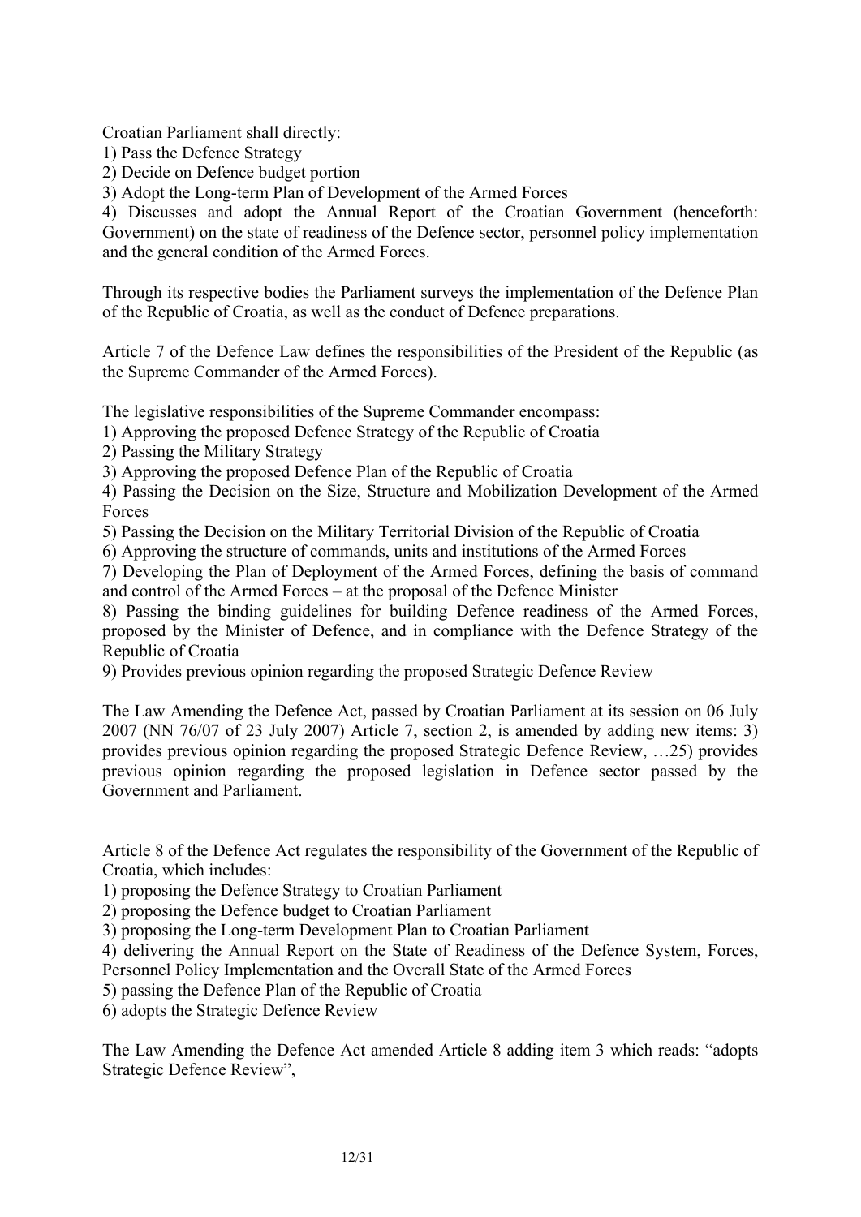Croatian Parliament shall directly:

1) Pass the Defence Strategy
2) Decide on Defence budget portion
3) Adopt the Long-term Plan of Development of the Armed Forces
4) Discusses and adopt the Annual Report of the Croatian Government (henceforth: Government) on the state of readiness of the Defence sector, personnel policy implementation and the general condition of the Armed Forces.

Through its respective bodies the Parliament surveys the implementation of the Defence Plan of the Republic of Croatia, as well as the conduct of Defence preparations.

Article 7 of the Defence Law defines the responsibilities of the President of the Republic (as the Supreme Commander of the Armed Forces).

The legislative responsibilities of the Supreme Commander encompass:

1) Approving the proposed Defence Strategy of the Republic of Croatia
2) Passing the Military Strategy
3) Approving the proposed Defence Plan of the Republic of Croatia
4) Passing the Decision on the Size, Structure and Mobilization Development of the Armed Forces
5) Passing the Decision on the Military Territorial Division of the Republic of Croatia
6) Approving the structure of commands, units and institutions of the Armed Forces
7) Developing the Plan of Deployment of the Armed Forces, defining the basis of command and control of the Armed Forces – at the proposal of the Defence Minister
8) Passing the binding guidelines for building Defence readiness of the Armed Forces, proposed by the Minister of Defence, and in compliance with the Defence Strategy of the Republic of Croatia
9) Provides previous opinion regarding the proposed Strategic Defence Review

The Law Amending the Defence Act, passed by Croatian Parliament at its session on 06 July 2007 (NN 76/07 of 23 July 2007) Article 7, section 2, is amended by adding new items: 3) provides previous opinion regarding the proposed Strategic Defence Review, …25) provides previous opinion regarding the proposed legislation in Defence sector passed by the Government and Parliament.

Article 8 of the Defence Act regulates the responsibility of the Government of the Republic of Croatia, which includes:

1) proposing the Defence Strategy to Croatian Parliament
2) proposing the Defence budget to Croatian Parliament
3) proposing the Long-term Development Plan to Croatian Parliament
4) delivering the Annual Report on the State of Readiness of the Defence System, Forces, Personnel Policy Implementation and the Overall State of the Armed Forces
5) passing the Defence Plan of the Republic of Croatia
6) adopts the Strategic Defence Review

The Law Amending the Defence Act amended Article 8 adding item 3 which reads: "adopts Strategic Defence Review",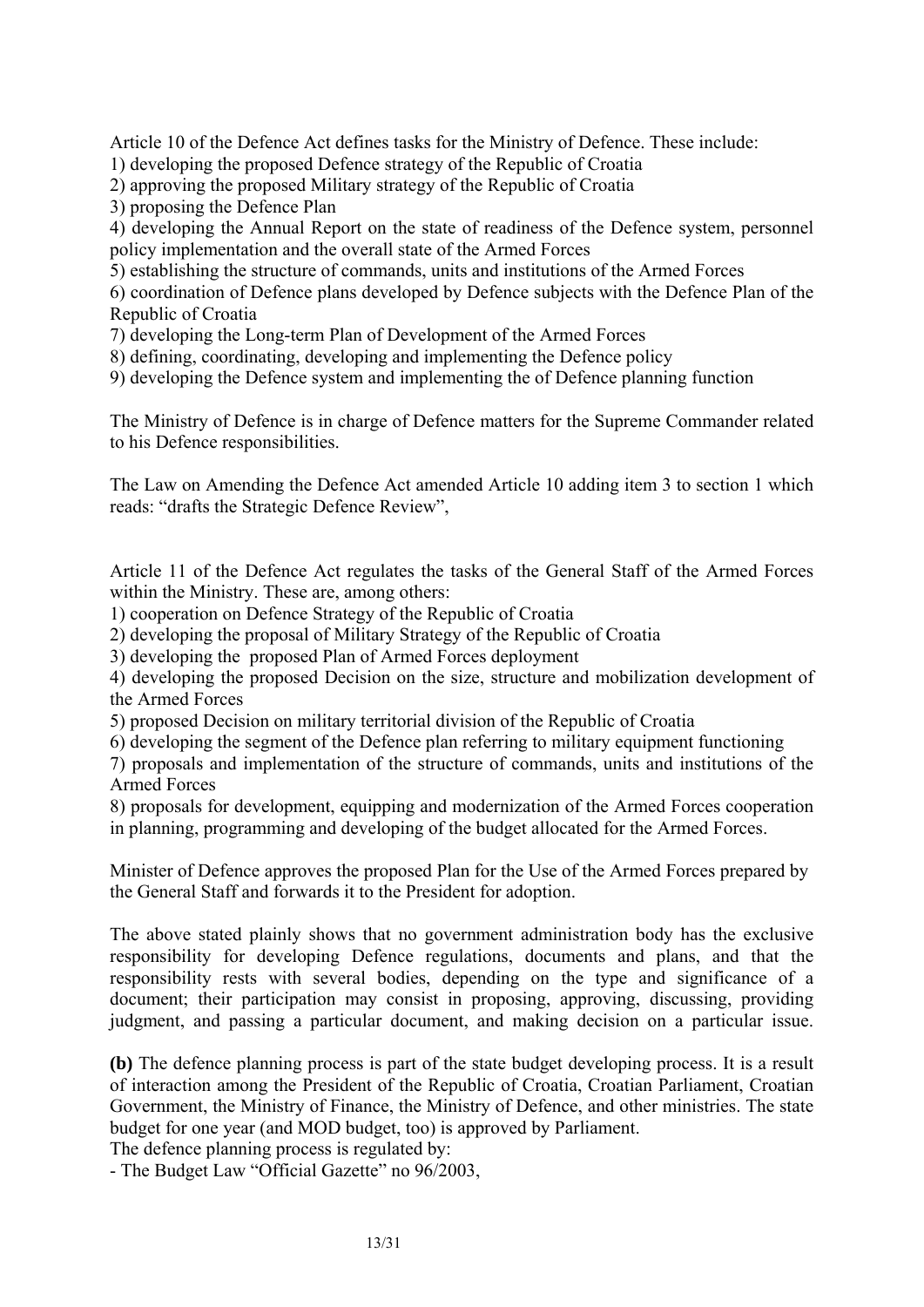Article 10 of the Defence Act defines tasks for the Ministry of Defence. These include:

1) developing the proposed Defence strategy of the Republic of Croatia
2) approving the proposed Military strategy of the Republic of Croatia
3) proposing the Defence Plan
4) developing the Annual Report on the state of readiness of the Defence system, personnel policy implementation and the overall state of the Armed Forces
5) establishing the structure of commands, units and institutions of the Armed Forces
6) coordination of Defence plans developed by Defence subjects with the Defence Plan of the Republic of Croatia
7) developing the Long-term Plan of Development of the Armed Forces
8) defining, coordinating, developing and implementing the Defence policy
9) developing the Defence system and implementing the of Defence planning function

The Ministry of Defence is in charge of Defence matters for the Supreme Commander related to his Defence responsibilities.

The Law on Amending the Defence Act amended Article 10 adding item 3 to section 1 which reads: "drafts the Strategic Defence Review",

Article 11 of the Defence Act regulates the tasks of the General Staff of the Armed Forces within the Ministry. These are, among others:

1) cooperation on Defence Strategy of the Republic of Croatia
2) developing the proposal of Military Strategy of the Republic of Croatia
3) developing the proposed Plan of Armed Forces deployment
4) developing the proposed Decision on the size, structure and mobilization development of the Armed Forces
5) proposed Decision on military territorial division of the Republic of Croatia
6) developing the segment of the Defence plan referring to military equipment functioning
7) proposals and implementation of the structure of commands, units and institutions of the Armed Forces
8) proposals for development, equipping and modernization of the Armed Forces cooperation in planning, programming and developing of the budget allocated for the Armed Forces.

Minister of Defence approves the proposed Plan for the Use of the Armed Forces prepared by the General Staff and forwards it to the President for adoption.

The above stated plainly shows that no government administration body has the exclusive responsibility for developing Defence regulations, documents and plans, and that the responsibility rests with several bodies, depending on the type and significance of a document; their participation may consist in proposing, approving, discussing, providing judgment, and passing a particular document, and making decision on a particular issue.

**(b)** The defence planning process is part of the state budget developing process. It is a result of interaction among the President of the Republic of Croatia, Croatian Parliament, Croatian Government, the Ministry MOD of Finance, the Ministry of Defence, and other ministries. The state budget for one year (and MOD budget, too) is approved by Parliament.

The defence planning process is regulated by:

- The Budget Law "Official Gazette" no 96/2003,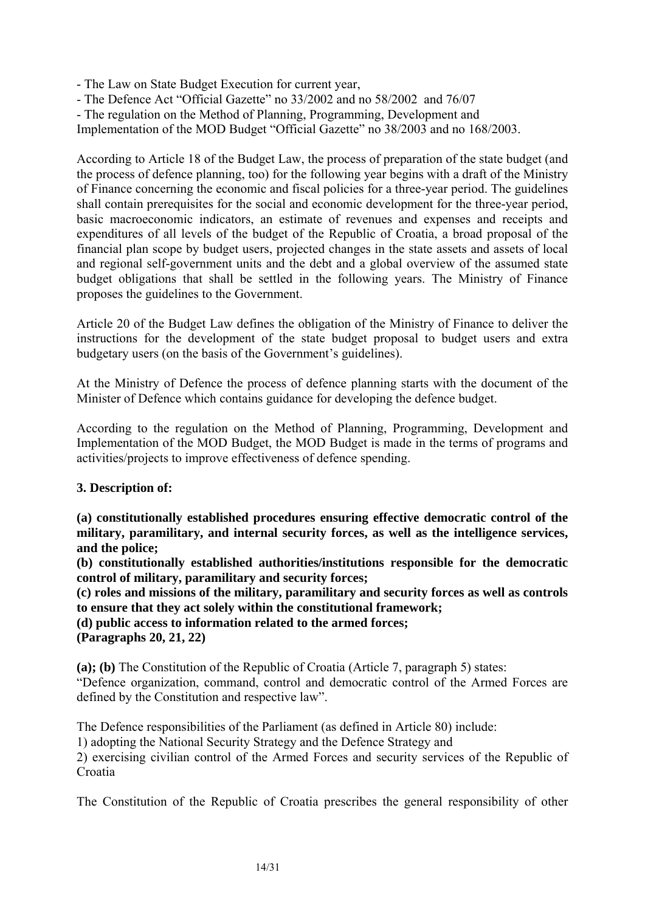- The Law on State Budget Execution for current year,
- The Defence Act “Official Gazette” no 33/2002 and no 58/2002 and 76/07
- The regulation on the Method of Planning, Programming, Development and Implementation of the MOD Budget “Official Gazette” no 38/2003 and no 168/2003.

According to Article 18 of the Budget Law, the process of preparation of the state budget (and the process of defence planning, too) for the following year begins with a draft of the Ministry of Finance concerning the economic and fiscal policies for a three-year period. The guidelines shall contain prerequisites for the social and economic development for the three-year period, basic macroeconomic indicators, an estimate of revenues and expenses and receipts and expenditures of all levels of the budget of the Republic of Croatia, a broad proposal of the financial plan scope by budget users, projected changes in the state assets and assets of local and regional self-government units and the debt and a global overview of the assumed state budget obligations that shall be settled in the following years. The Ministry of Finance proposes the guidelines to the Government.

Article 20 of the Budget Law defines the obligation of the Ministry of Finance to deliver the instructions for the development of the state budget proposal to budget users and extra budgetary users (on the basis of the Government’s guidelines).

At the Ministry of Defence the process of defence planning starts with the document of the Minister of Defence which contains guidance for developing the defence budget.

According to the regulation on the Method of Planning, Programming, Development and Implementation of the MOD Budget, the MOD Budget is made in the terms of programs and activities/projects to improve effectiveness of defence spending.

**3. Description of:**

**(a) constitutionally established procedures ensuring effective democratic control of the military, paramilitary, and internal security forces, as well as the intelligence services, and the police;**
**(b) constitutionally established authorities/institutions responsible for the democratic control of military, paramilitary and security forces;**
**(c) roles and missions of the military, paramilitary and security forces as well as controls to ensure that they act solely within the constitutional framework;**
**(d) public access to information related to the armed forces;**
**(Paragraphs 20, 21, 22)**

**(a); (b)** The Constitution of the Republic of Croatia (Article 7, paragraph 5) states:
“Defence organization, command, control and democratic control of the Armed Forces are defined by the Constitution and respective law”.

The Defence responsibilities of the Parliament (as defined in Article 80) include:
1) adopting the National Security Strategy and the Defence Strategy and
2) exercising civilian control of the Armed Forces and security services of the Republic of Croatia

The Constitution of the Republic of Croatia prescribes the general responsibility of other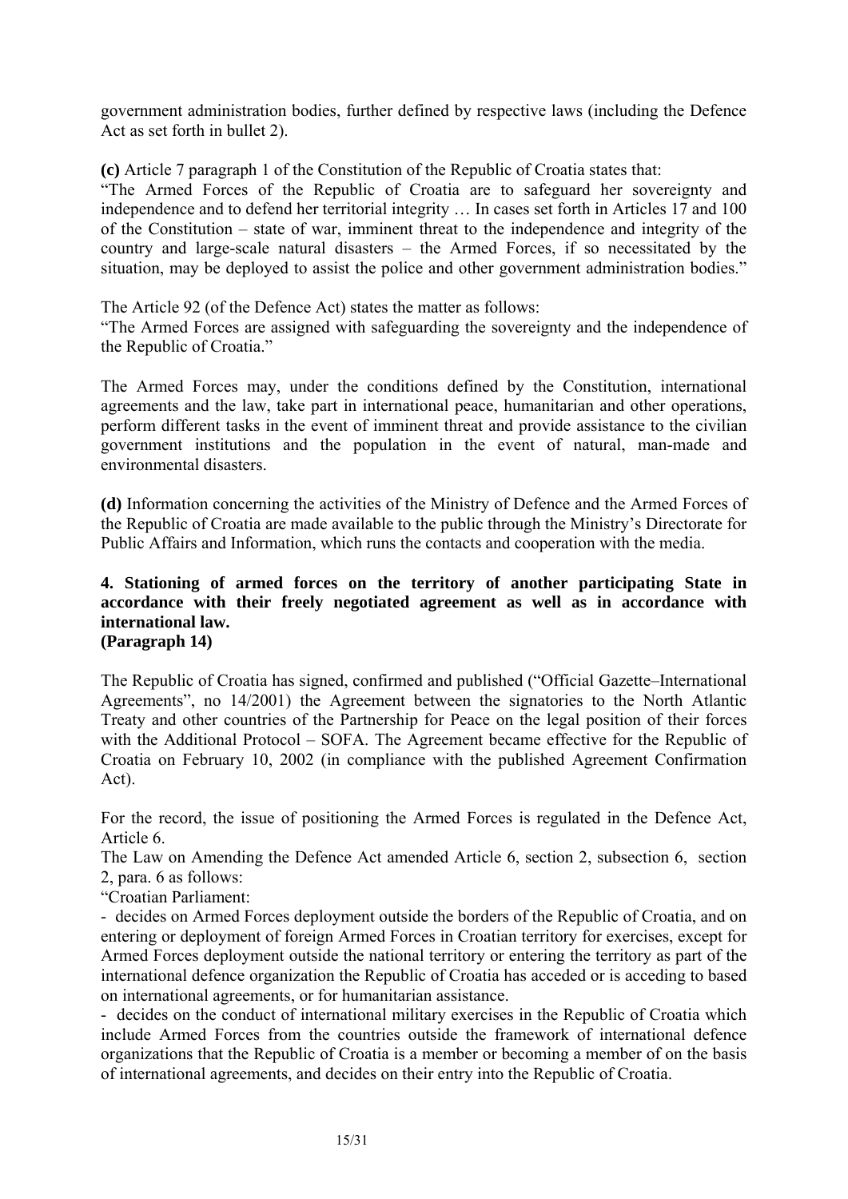government administration bodies, further defined by respective laws (including the Defence Act as set forth in bullet 2).

**(c)** Article 7 paragraph 1 of the Constitution of the Republic of Croatia states that:
"The Armed Forces of the Republic of Croatia are to safeguard her sovereignty and independence and to defend her territorial integrity … In cases set forth in Articles 17 and 100 of the Constitution – state of war, imminent threat to the independence and integrity of the country and large-scale natural disasters – the Armed Forces, if so necessitated by the situation, may be deployed to assist the police and other government administration bodies."

The Article 92 (of the Defence Act) states the matter as follows:
"The Armed Forces are assigned with safeguarding the sovereignty and the independence of the Republic of Croatia."

The Armed Forces may, under the conditions defined by the Constitution, international agreements and the law, take part in international peace, humanitarian and other operations, perform different tasks in the event of imminent threat and provide assistance to the civilian government institutions and the population in the event of natural, man-made and environmental disasters.

**(d)** Information concerning the activities of the Ministry of Defence and the Armed Forces of the Republic of Croatia are made available to the public through the Ministry's Directorate for Public Affairs and Information, which runs the contacts and cooperation with the media.

**4. Stationing of armed forces on the territory of another participating State in accordance with their freely negotiated agreement as well as in accordance with international law.**
**(Paragraph 14)**

The Republic of Croatia has signed, confirmed and published ("Official Gazette–International Agreements", no 14/2001) the Agreement between the signatories to the North Atlantic Treaty and other countries of the Partnership for Peace on the legal position of their forces with the Additional Protocol – SOFA. The Agreement became effective for the Republic of Croatia on February 10, 2002 (in compliance with the published Agreement Confirmation Act).

For the record, the issue of positioning the Armed Forces is regulated in the Defence Act, Article 6.
The Law on Amending the Defence Act amended Article 6, section 2, subsection 6, section 2, para. 6 as follows:
"Croatian Parliament:
- decides on Armed Forces deployment outside the borders of the Republic of Croatia, and on entering or deployment of foreign Armed Forces in Croatian territory for exercises, except for Armed Forces deployment outside the national territory or entering the territory as part of the international defence organization the Republic of Croatia has acceded or is acceding to based on international agreements, or for humanitarian assistance.
- decides on the conduct of international military exercises in the Republic of Croatia which include Armed Forces from the countries outside the framework of international defence organizations that the Republic of Croatia is a member or becoming a member of on the basis of international agreements, and decides on their entry into the Republic of Croatia.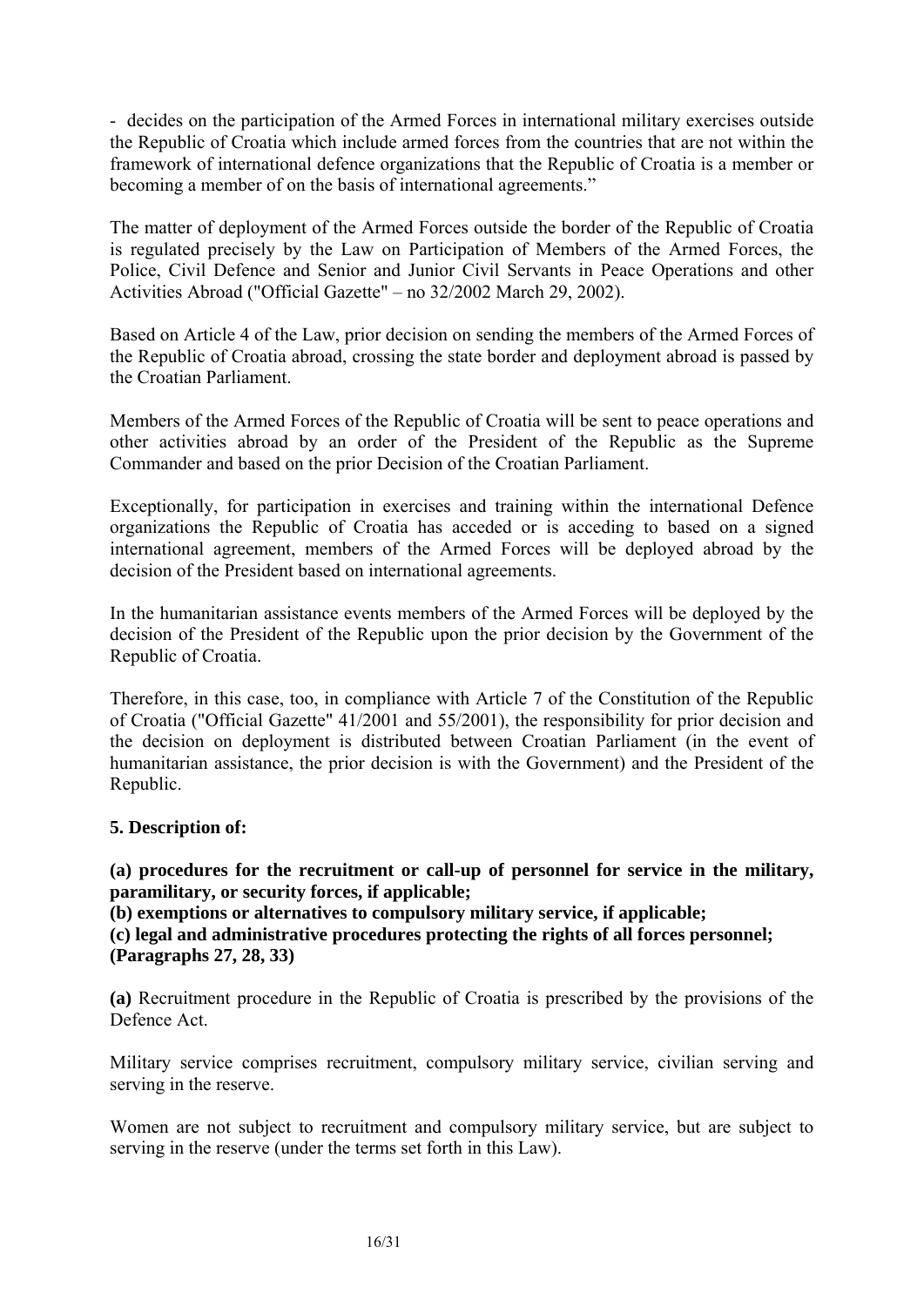- decides on the participation of the Armed Forces in international military exercises outside the Republic of Croatia which include armed forces from the countries that are not within the framework of international defence organizations that the Republic of Croatia is a member or becoming a member of on the basis of international agreements."

The matter of deployment of the Armed Forces outside the border of the Republic of Croatia is regulated precisely by the Law on Participation of Members of the Armed Forces, the Police, Civil Defence and Senior and Junior Civil Servants in Peace Operations and other Activities Abroad ("Official Gazette" – no 32/2002 March 29, 2002).

Based on Article 4 of the Law, prior decision on sending the members of the Armed Forces of the Republic of Croatia abroad, crossing the state border and deployment abroad is passed by the Croatian Parliament.

Members of the Armed Forces of the Republic of Croatia will be sent to peace operations and other activities abroad by an order of the President of the Republic as the Supreme Commander and based on the prior Decision of the Croatian Parliament.

Exceptionally, for participation in exercises and training within the international Defence organizations the Republic of Croatia has acceded or is acceding to based on a signed international agreement, members of the Armed Forces will be deployed abroad by the decision of the President based on international agreements.

In the humanitarian assistance events members of the Armed Forces will be deployed by the decision of the President of the Republic upon the prior decision by the Government of the Republic of Croatia.

Therefore, in this case, too, in compliance with Article 7 of the Constitution of the Republic of Croatia ("Official Gazette" 41/2001 and 55/2001), the responsibility for prior decision and the decision on deployment is distributed between Croatian Parliament (in the event of humanitarian assistance, the prior decision is with the Government) and the President of the Republic.

**5. Description of:**

**(a) procedures for the recruitment or call-up of personnel for service in the military, paramilitary, or security forces, if applicable;**
**(b) exemptions or alternatives to compulsory military service, if applicable;**
**(c) legal and administrative procedures protecting the rights of all forces personnel;**
**(Paragraphs 27, 28, 33)**

**(a)** Recruitment procedure in the Republic of Croatia is prescribed by the provisions of the Defence Act.

Military service comprises recruitment, compulsory military service, civilian serving and serving in the reserve.

Women are not subject to recruitment and compulsory military service, but are subject to serving in the reserve (under the terms set forth in this Law).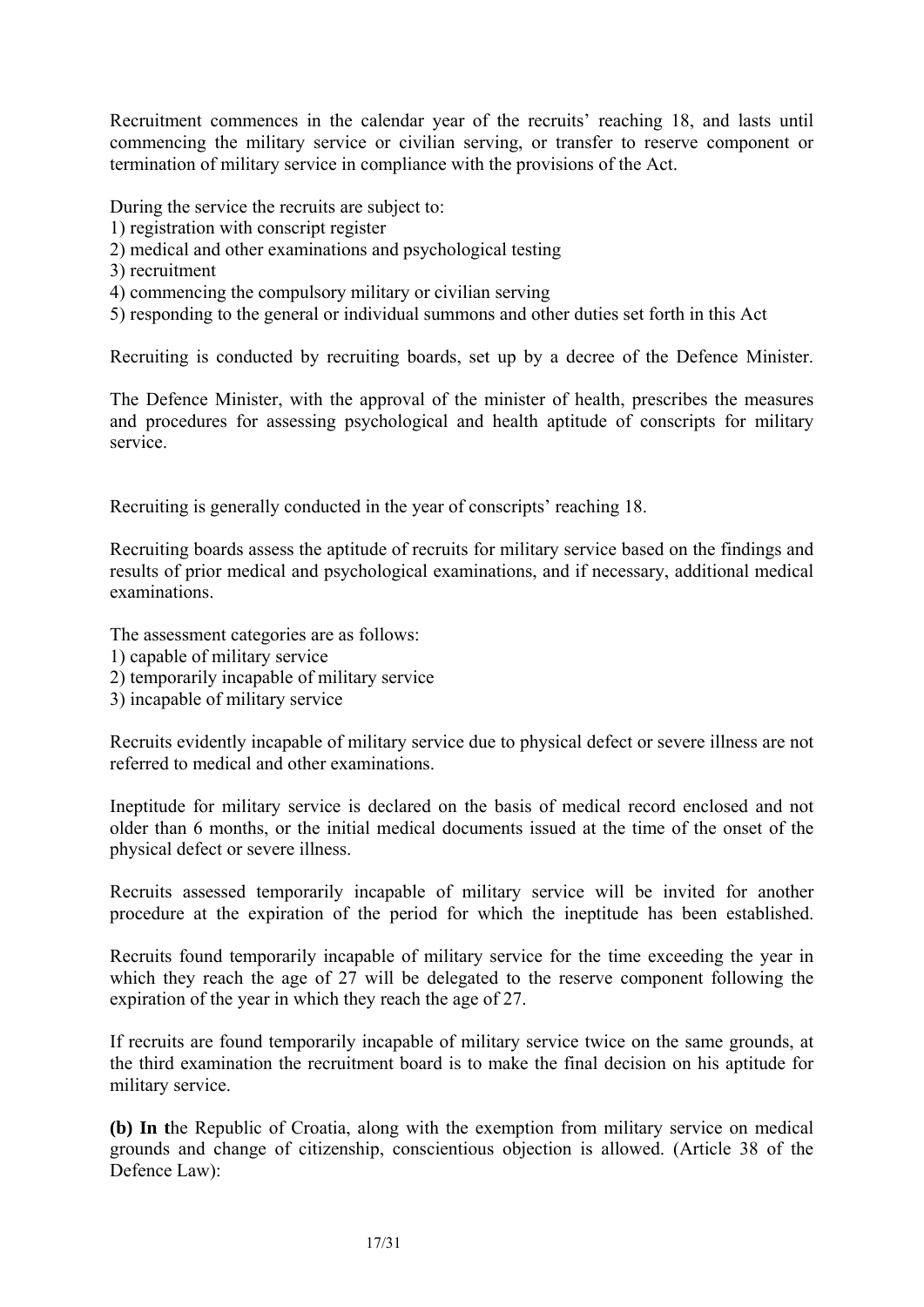Recruitment commences in the calendar year of the recruits' reaching 18, and lasts until commencing the military service or civilian serving, or transfer to reserve component or termination of military service in compliance with the provisions of the Act.

During the service the recruits are subject to:
1) registration with conscript register
2) medical and other examinations and psychological testing
3) recruitment
4) commencing the compulsory military or civilian serving
5) responding to the general or individual summons and other duties set forth in this Act

Recruiting is conducted by recruiting boards, set up by a decree of the Defence Minister.

The Defence Minister, with the approval of the minister of health, prescribes the measures and procedures for assessing psychological and health aptitude of conscripts for military service.

Recruiting is generally conducted in the year of conscripts' reaching 18.

Recruiting boards assess the aptitude of recruits for military service based on the findings and results of prior medical and psychological examinations, and if necessary, additional medical examinations.

The assessment categories are as follows:
1) capable of military service
2) temporarily incapable of military service
3) incapable of military service

Recruits evidently incapable of military service due to physical defect or severe illness are not referred to medical and other examinations.

Ineptitude for military service is declared on the basis of medical record enclosed and not older than 6 months, or the initial medical documents issued at the time of the onset of the physical defect or severe illness.

Recruits assessed temporarily incapable of military service will be invited for another procedure at the expiration of the period for which the ineptitude has been established.

Recruits found temporarily incapable of military service for the time exceeding the year in which they reach the age of 27 will be delegated to the reserve component following the expiration of the year in which they reach the age of 27.

If recruits are found temporarily incapable of military service twice on the same grounds, at the third examination the recruitment board is to make the final decision on his aptitude for military service.

**(b) In t**he Republic of Croatia, along with the exemption from military service on medical grounds and change of citizenship, conscientious objection is allowed. (Article 38 of the Defence Law):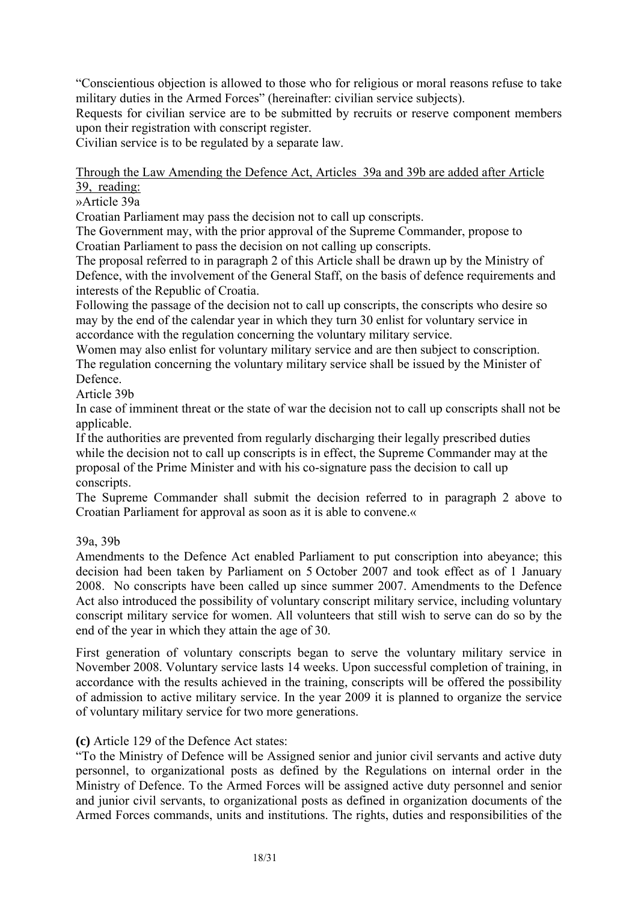"Conscientious objection is allowed to those who for religious or moral reasons refuse to take military duties in the Armed Forces" (hereinafter: civilian service subjects).

Requests for civilian service are to be submitted by recruits or reserve component members upon their registration with conscript register.

Civilian service is to be regulated by a separate law.

Through the Law Amending the Defence Act, Articles 39a and 39b are added after Article 39, reading:

»Article 39a

Croatian Parliament may pass the decision not to call up conscripts.

The Government may, with the prior approval of the Supreme Commander, propose to Croatian Parliament to pass the decision on not calling up conscripts.

The proposal referred to in paragraph 2 of this Article shall be drawn up by the Ministry of Defence, with the involvement of the General Staff, on the basis of defence requirements and interests of the Republic of Croatia.

Following the passage of the decision not to call up conscripts, the conscripts who desire so may by the end of the calendar year in which they turn 30 enlist for voluntary service in accordance with the regulation concerning the voluntary military service.

Women may also enlist for voluntary military service and are then subject to conscription.

The regulation concerning the voluntary military service shall be issued by the Minister of Defence.

Article 39b

In case of imminent threat or the state of war the decision not to call up conscripts shall not be applicable.

If the authorities are prevented from regularly discharging their legally prescribed duties while the decision not to call up conscripts is in effect, the Supreme Commander may at the proposal of the Prime Minister and with his co-signature pass the decision to call up conscripts.

The Supreme Commander shall submit the decision referred to in paragraph 2 above to Croatian Parliament for approval as soon as it is able to convene.«

39a, 39b

Amendments to the Defence Act enabled Parliament to put conscription into abeyance; this decision had been taken by Parliament on 5 October 2007 and took effect as of 1 January 2008. No conscripts have been called up since summer 2007. Amendments to the Defence Act also introduced the possibility of voluntary conscript military service, including voluntary conscript military service for women. All volunteers that still wish to serve can do so by the end of the year in which they attain the age of 30.

First generation of voluntary conscripts began to serve the voluntary military service in November 2008. Voluntary service lasts 14 weeks. Upon successful completion of training, in accordance with the results achieved in the training, conscripts will be offered the possibility of admission to active military service. In the year 2009 it is planned to organize the service of voluntary military service for two more generations.

**(c)** Article 129 of the Defence Act states:

"To the Ministry of Defence will be Assigned senior and junior civil servants and active duty personnel, to organizational posts as defined by the Regulations on internal order in the Ministry of Defence. To the Armed Forces will be assigned active duty personnel and senior and junior civil servants, to organizational posts as defined in organization documents of the Armed Forces commands, units and institutions. The rights, duties and responsibilities of the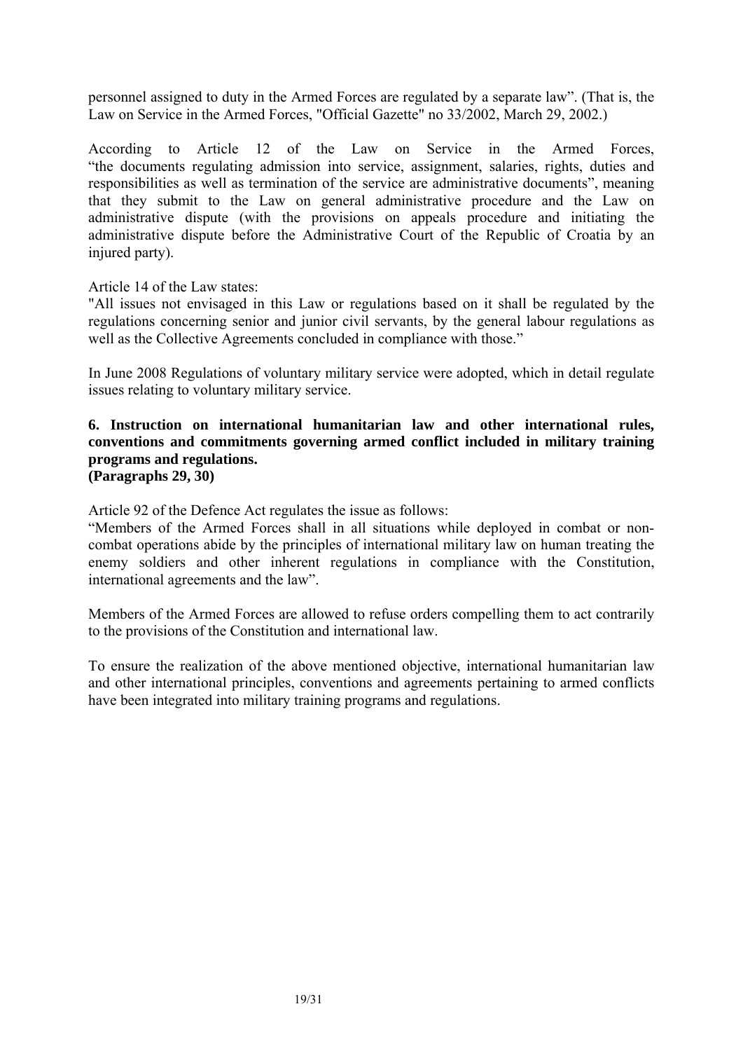personnel assigned to duty in the Armed Forces are regulated by a separate law". (That is, the Law on Service in the Armed Forces, "Official Gazette" no 33/2002, March 29, 2002.)

According to Article 12 of the Law on Service in the Armed Forces, "the documents regulating admission into service, assignment, salaries, rights, duties and responsibilities as well as termination of the service are administrative documents", meaning that they submit to the Law on general administrative procedure and the Law on administrative dispute (with the provisions on appeals procedure and initiating the administrative dispute before the Administrative Court of the Republic of Croatia by an injured party).

Article 14 of the Law states:
"All issues not envisaged in this Law or regulations based on it shall be regulated by the regulations concerning senior and junior civil servants, by the general labour regulations as well as the Collective Agreements concluded in compliance with those."

In June 2008 Regulations of voluntary military service were adopted, which in detail regulate issues relating to voluntary military service.

**6. Instruction on international humanitarian law and other international rules, conventions and commitments governing armed conflict included in military training programs and regulations.**
**(Paragraphs 29, 30)**

Article 92 of the Defence Act regulates the issue as follows:
"Members of the Armed Forces shall in all situations while deployed in combat or non-combat operations abide by the principles of international military law on human treating the enemy soldiers and other inherent regulations in compliance with the Constitution, international agreements and the law".

Members of the Armed Forces are allowed to refuse orders compelling them to act contrarily to the provisions of the Constitution and international law.

To ensure the realization of the above mentioned objective, international humanitarian law and other international principles, conventions and agreements pertaining to armed conflicts have been integrated into military training programs and regulations.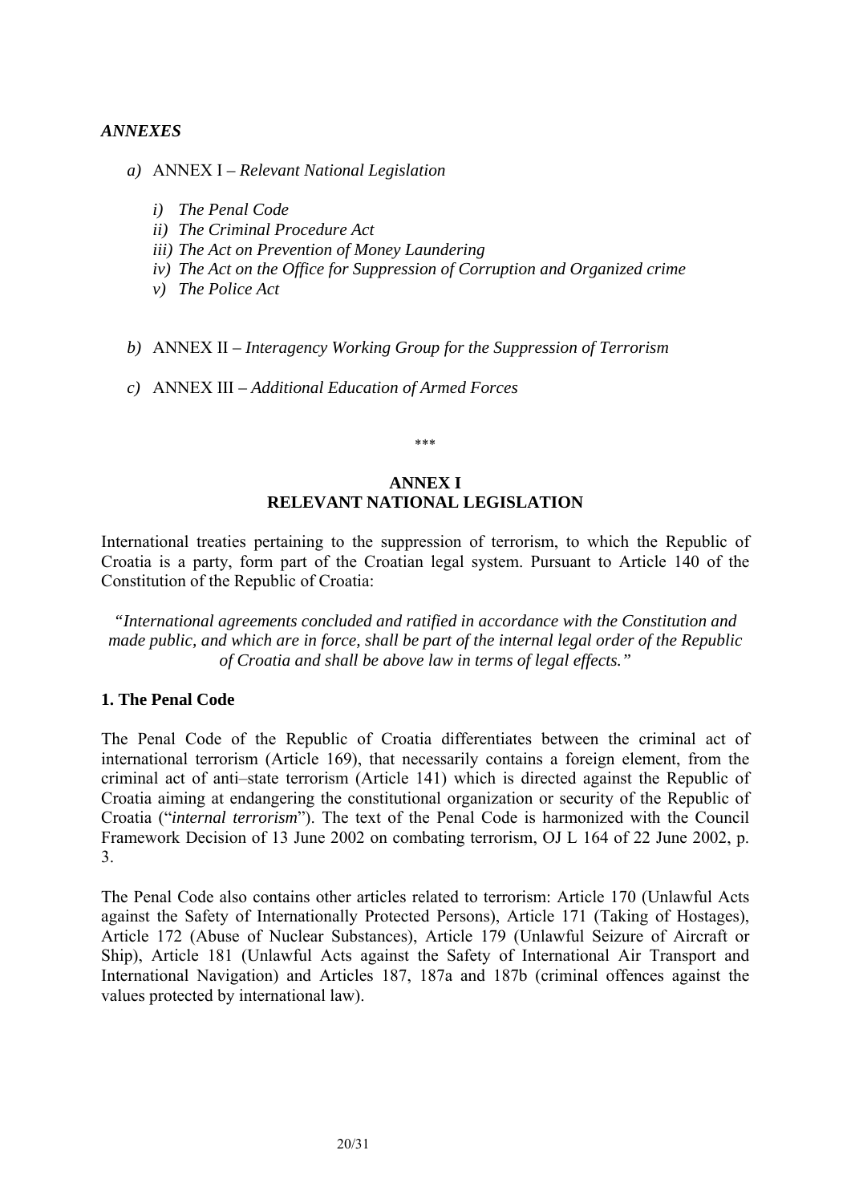## *ANNEXES*

*a)* ANNEX I – *Relevant National Legislation*

  *i) The Penal Code*
  *ii) The Criminal Procedure Act*
  *iii) The Act on Prevention of Money Laundering*
  *iv) The Act on the Office for Suppression of Corruption and Organized crime*
  *v) The Police Act*

*b)* ANNEX II – *Interagency Working Group for the Suppression of Terrorism*

*c)* ANNEX III – *Additional Education of Armed Forces*

\*\*\*

## ANNEX I
## RELEVANT NATIONAL LEGISLATION

International treaties pertaining to the suppression of terrorism, to which the Republic of Croatia is a party, form part of the Croatian legal system. Pursuant to Article 140 of the Constitution of the Republic of Croatia:

*"International agreements concluded and ratified in accordance with the Constitution and made public, and which are in force, shall be part of the internal legal order of the Republic of Croatia and shall be above law in terms of legal effects."*

### 1. The Penal Code

The Penal Code of the Republic of Croatia differentiates between the criminal act of international terrorism (Article 169), that necessarily contains a foreign element, from the criminal act of anti–state terrorism (Article 141) which is directed against the Republic of Croatia aiming at endangering the constitutional organization or security of the Republic of Croatia ("*internal terrorism*"). The text of the Penal Code is harmonized with the Council Framework Decision of 13 June 2002 on combating terrorism, OJ L 164 of 22 June 2002, p. 3.

The Penal Code also contains other articles related to terrorism: Article 170 (Unlawful Acts against the Safety of Internationally Protected Persons), Article 171 (Taking of Hostages), Article 172 (Abuse of Nuclear Substances), Article 179 (Unlawful Seizure of Aircraft or Ship), Article 181 (Unlawful Acts against the Safety of International Air Transport and International Navigation) and Articles 187, 187a and 187b (criminal offences against the values protected by international law).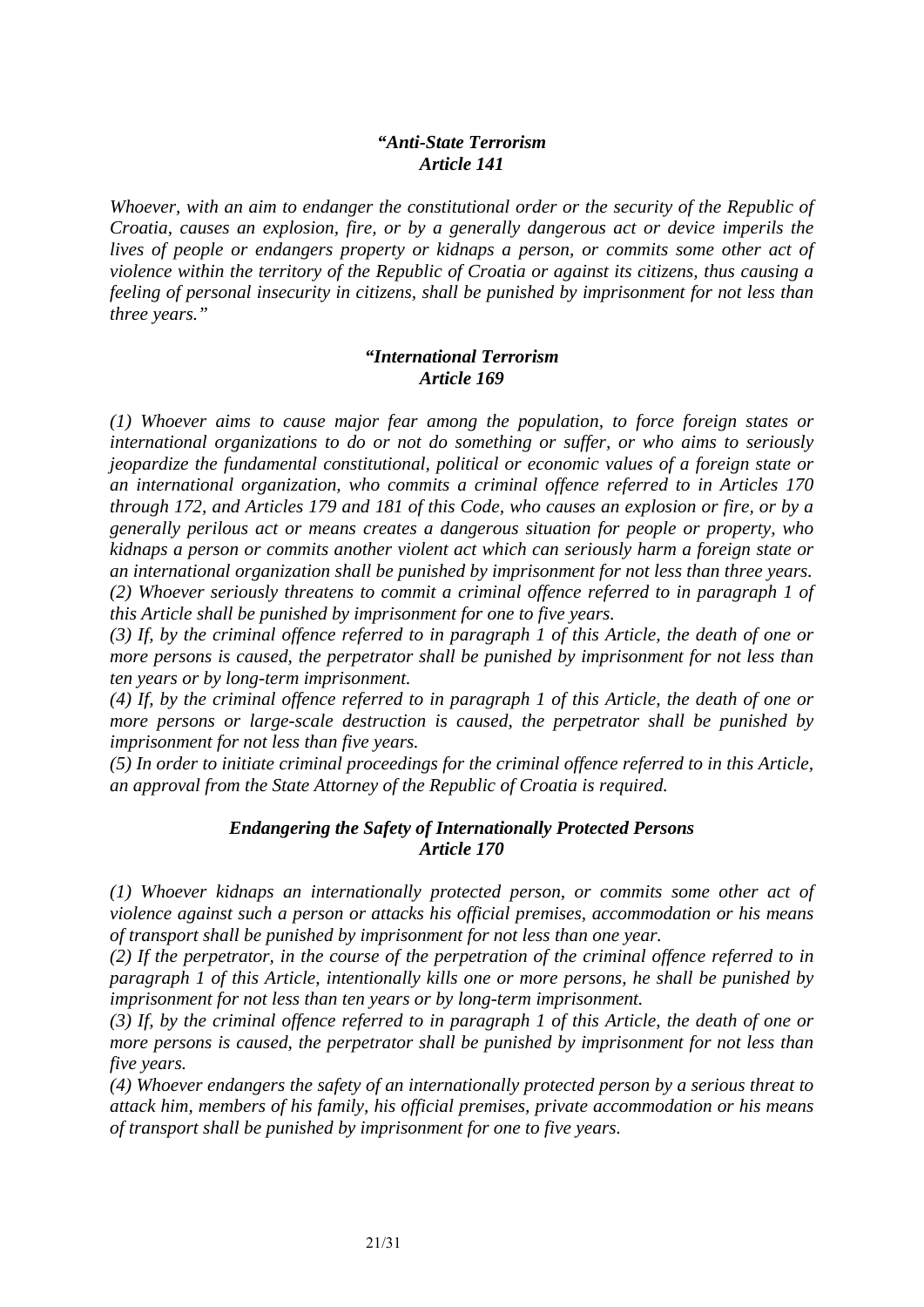### *"Anti-State Terrorism*
### *Article 141*

*Whoever, with an aim to endanger the constitutional order or the security of the Republic of Croatia, causes an explosion, fire, or by a generally dangerous act or device imperils the lives of people or endangers property or kidnaps a person, or commits some other act of violence within the territory of the Republic of Croatia or against its citizens, thus causing a feeling of personal insecurity in citizens, shall be punished by imprisonment for not less than three years."*

### *"International Terrorism*
### *Article 169*

*(1) Whoever aims to cause major fear among the population, to force foreign states or international organizations to do or not do something or suffer, or who aims to seriously jeopardize the fundamental constitutional, political or economic values of a foreign state or an international organization, who commits a criminal offence referred to in Articles 170 through 172, and Articles 179 and 181 of this Code, who causes an explosion or fire, or by a generally perilous act or means creates a dangerous situation for people or property, who kidnaps a person or commits another violent act which can seriously harm a foreign state or an international organization shall be punished by imprisonment for not less than three years.*
*(2) Whoever seriously threatens to commit a criminal offence referred to in paragraph 1 of this Article shall be punished by imprisonment for one to five years.*
*(3) If, by the criminal offence referred to in paragraph 1 of this Article, the death of one or more persons is caused, the perpetrator shall be punished by imprisonment for not less than ten years or by long-term imprisonment.*
*(4) If, by the criminal offence referred to in paragraph 1 of this Article, the death of one or more persons or large-scale destruction is caused, the perpetrator shall be punished by imprisonment for not less than five years.*
*(5) In order to initiate criminal proceedings for the criminal offence referred to in this Article, an approval from the State Attorney of the Republic of Croatia is required.*

### *Endangering the Safety of Internationally Protected Persons*
### *Article 170*

*(1) Whoever kidnaps an internationally protected person, or commits some other act of violence against such a person or attacks his official premises, accommodation or his means of transport shall be punished by imprisonment for not less than one year.*
*(2) If the perpetrator, in the course of the perpetration of the criminal offence referred to in paragraph 1 of this Article, intentionally kills one or more persons, he shall be punished by imprisonment for not less than ten years or by long-term imprisonment.*
*(3) If, by the criminal offence referred to in paragraph 1 of this Article, the death of one or more persons is caused, the perpetrator shall be punished by imprisonment for not less than five years.*
*(4) Whoever endangers the safety of an internationally protected person by a serious threat to attack him, members of his family, his official premises, private accommodation or his means of transport shall be punished by imprisonment for one to five years.*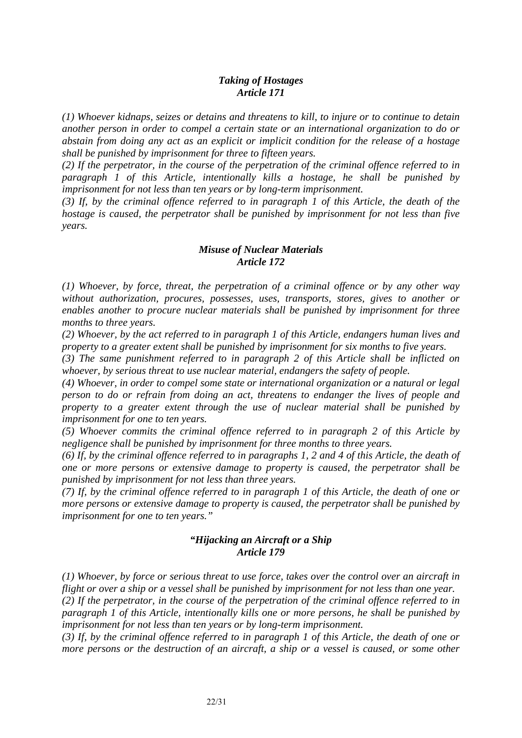***Taking of Hostages***
***Article 171***

*(1) Whoever kidnaps, seizes or detains and threatens to kill, to injure or to continue to detain another person in order to compel a certain state or an international organization to do or abstain from doing any act as an explicit or implicit condition for the release of a hostage shall be punished by imprisonment for three to fifteen years.*
*(2) If the perpetrator, in the course of the perpetration of the criminal offence referred to in paragraph 1 of this Article, intentionally kills a hostage, he shall be punished by imprisonment for not less than ten years or by long-term imprisonment.*
*(3) If, by the criminal offence referred to in paragraph 1 of this Article, the death of the hostage is caused, the perpetrator shall be punished by imprisonment for not less than five years.*

***Misuse of Nuclear Materials***
***Article 172***

*(1) Whoever, by force, threat, the perpetration of a criminal offence or by any other way without authorization, procures, possesses, uses, transports, stores, gives to another or enables another to procure nuclear materials shall be punished by imprisonment for three months to three years.*
*(2) Whoever, by the act referred to in paragraph 1 of this Article, endangers human lives and property to a greater extent shall be punished by imprisonment for six months to five years.*
*(3) The same punishment referred to in paragraph 2 of this Article shall be inflicted on whoever, by serious threat to use nuclear material, endangers the safety of people.*
*(4) Whoever, in order to compel some state or international organization or a natural or legal person to do or refrain from doing an act, threatens to endanger the lives of people and property to a greater extent through the use of nuclear material shall be punished by imprisonment for one to ten years.*
*(5) Whoever commits the criminal offence referred to in paragraph 2 of this Article by negligence shall be punished by imprisonment for three months to three years.*
*(6) If, by the criminal offence referred to in paragraphs 1, 2 and 4 of this Article, the death of one or more persons or extensive damage to property is caused, the perpetrator shall be punished by imprisonment for not less than three years.*
*(7) If, by the criminal offence referred to in paragraph 1 of this Article, the death of one or more persons or extensive damage to property is caused, the perpetrator shall be punished by imprisonment for one to ten years."*

***"Hijacking an Aircraft or a Ship***
***Article 179***

*(1) Whoever, by force or serious threat to use force, takes over the control over an aircraft in flight or over a ship or a vessel shall be punished by imprisonment for not less than one year.*
*(2) If the perpetrator, in the course of the perpetration of the criminal offence referred to in paragraph 1 of this Article, intentionally kills one or more persons, he shall be punished by imprisonment for not less than ten years or by long-term imprisonment.*
*(3) If, by the criminal offence referred to in paragraph 1 of this Article, the death of one or more persons or the destruction of an aircraft, a ship or a vessel is caused, or some other*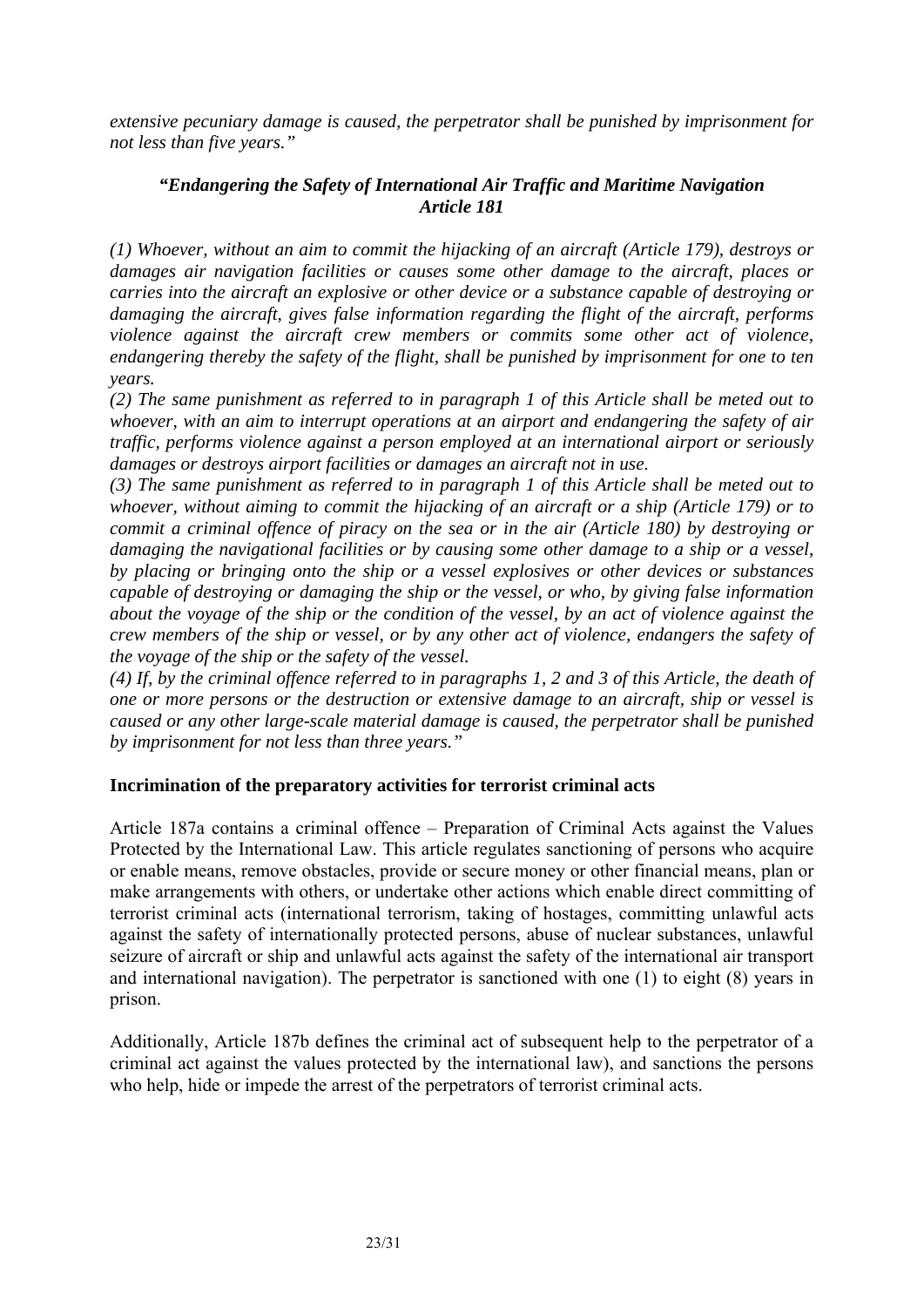*extensive pecuniary damage is caused, the perpetrator shall be punished by imprisonment for not less than five years."*

***"Endangering the Safety of International Air Traffic and Maritime Navigation Article 181***

*(1) Whoever, without an aim to commit the hijacking of an aircraft (Article 179), destroys or damages air navigation facilities or causes some other damage to the aircraft, places or carries into the aircraft an explosive or other device or a substance capable of destroying or damaging the aircraft, gives false information regarding the flight of the aircraft, performs violence against the aircraft crew members or commits some other act of violence, endangering thereby the safety of the flight, shall be punished by imprisonment for one to ten years.*

*(2) The same punishment as referred to in paragraph 1 of this Article shall be meted out to whoever, with an aim to interrupt operations at an airport and endangering the safety of air traffic, performs violence against a person employed at an international airport or seriously damages or destroys airport facilities or damages an aircraft not in use.*

*(3) The same punishment as referred to in paragraph 1 of this Article shall be meted out to whoever, without aiming to commit the hijacking of an aircraft or a ship (Article 179) or to commit a criminal offence of piracy on the sea or in the air (Article 180) by destroying or damaging the navigational facilities or by causing some other damage to a ship or a vessel, by placing or bringing onto the ship or a vessel explosives or other devices or substances capable of destroying or damaging the ship or the vessel, or who, by giving false information about the voyage of the ship or the condition of the vessel, by an act of violence against the crew members of the ship or vessel, or by any other act of violence, endangers the safety of the voyage of the ship or the safety of the vessel.*

*(4) If, by the criminal offence referred to in paragraphs 1, 2 and 3 of this Article, the death of one or more persons or the destruction or extensive damage to an aircraft, ship or vessel is caused or any other large-scale material damage is caused, the perpetrator shall be punished by imprisonment for not less than three years."*

**Incrimination of the preparatory activities for terrorist criminal acts**

Article 187a contains a criminal offence – Preparation of Criminal Acts against the Values Protected by the International Law. This article regulates sanctioning of persons who acquire or enable means, remove obstacles, provide or secure money or other financial means, plan or make arrangements with others, or undertake other actions which enable direct committing of terrorist criminal acts (international terrorism, taking of hostages, committing unlawful acts against the safety of internationally protected persons, abuse of nuclear substances, unlawful seizure of aircraft or ship and unlawful acts against the safety of the international air transport and international navigation). The perpetrator is sanctioned with one (1) to eight (8) years in prison.

Additionally, Article 187b defines the criminal act of subsequent help to the perpetrator of a criminal act against the values protected by the international law), and sanctions the persons who help, hide or impede the arrest of the perpetrators of terrorist criminal acts.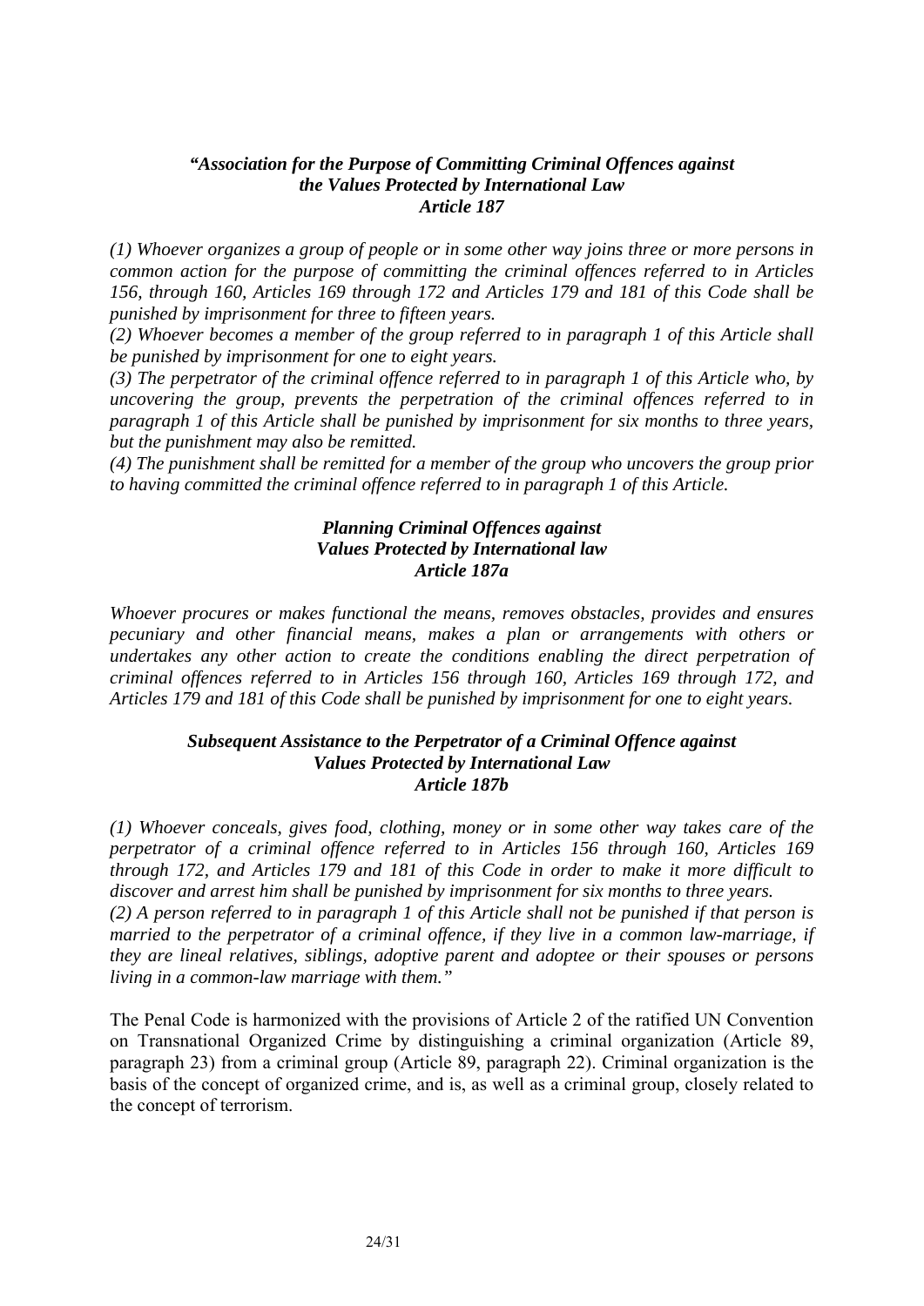***"Association for the Purpose of Committing Criminal Offences against the Values Protected by International Law***
***Article 187***

*(1) Whoever organizes a group of people or in some other way joins three or more persons in common action for the purpose of committing the criminal offences referred to in Articles 156, through 160, Articles 169 through 172 and Articles 179 and 181 of this Code shall be punished by imprisonment for three to fifteen years.*

*(2) Whoever becomes a member of the group referred to in paragraph 1 of this Article shall be punished by imprisonment for one to eight years.*

*(3) The perpetrator of the criminal offence referred to in paragraph 1 of this Article who, by uncovering the group, prevents the perpetration of the criminal offences referred to in paragraph 1 of this Article shall be punished by imprisonment for six months to three years, but the punishment may also be remitted.*

*(4) The punishment shall be remitted for a member of the group who uncovers the group prior to having committed the criminal offence referred to in paragraph 1 of this Article.*

***Planning Criminal Offences against Values Protected by International law***
***Article 187a***

*Whoever procures or makes functional the means, removes obstacles, provides and ensures pecuniary and other financial means, makes a plan or arrangements with others or undertakes any other action to create the conditions enabling the direct perpetration of criminal offences referred to in Articles 156 through 160, Articles 169 through 172, and Articles 179 and 181 of this Code shall be punished by imprisonment for one to eight years.*

***Subsequent Assistance to the Perpetrator of a Criminal Offence against Values Protected by International Law***
***Article 187b***

*(1) Whoever conceals, gives food, clothing, money or in some other way takes care of the perpetrator of a criminal offence referred to in Articles 156 through 160, Articles 169 through 172, and Articles 179 and 181 of this Code in order to make it more difficult to discover and arrest him shall be punished by imprisonment for six months to three years.*

*(2) A person referred to in paragraph 1 of this Article shall not be punished if that person is married to the perpetrator of a criminal offence, if they live in a common law-marriage, if they are lineal relatives, siblings, adoptive parent and adoptee or their spouses or persons living in a common-law marriage with them."*

The Penal Code is harmonized with the provisions of Article 2 of the ratified UN Convention on Transnational Organized Crime by distinguishing a criminal organization (Article 89, paragraph 23) from a criminal group (Article 89, paragraph 22). Criminal organization is the basis of the concept of organized crime, and is, as well as a criminal group, closely related to the concept of terrorism.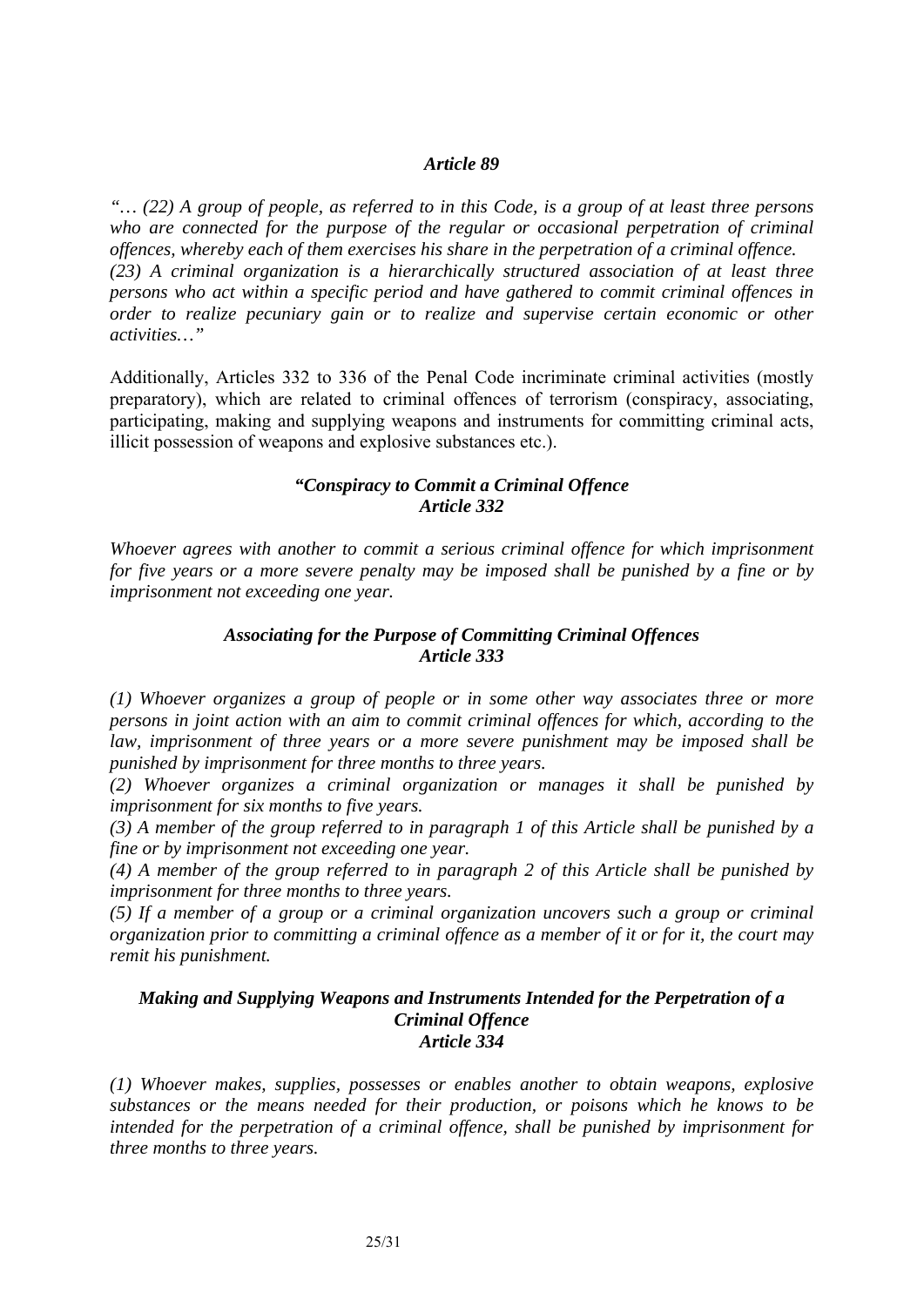### *Article 89*

*"… (22) A group of people, as referred to in this Code, is a group of at least three persons who are connected for the purpose of the regular or occasional perpetration of criminal offences, whereby each of them exercises his share in the perpetration of a criminal offence.*
*(23) A criminal organization is a hierarchically structured association of at least three persons who act within a specific period and have gathered to commit criminal offences in order to realize pecuniary gain or to realize and supervise certain economic or other activities…"*

Additionally, Articles 332 to 336 of the Penal Code incriminate criminal activities (mostly preparatory), which are related to criminal offences of terrorism (conspiracy, associating, participating, making and supplying weapons and instruments for committing criminal acts, illicit possession of weapons and explosive substances etc.).

### *"Conspiracy to Commit a Criminal Offence*
### *Article 332*

*Whoever agrees with another to commit a serious criminal offence for which imprisonment for five years or a more severe penalty may be imposed shall be punished by a fine or by imprisonment not exceeding one year.*

### *Associating for the Purpose of Committing Criminal Offences*
### *Article 333*

*(1) Whoever organizes a group of people or in some other way associates three or more persons in joint action with an aim to commit criminal offences for which, according to the law, imprisonment of three years or a more severe punishment may be imposed shall be punished by imprisonment for three months to three years.*
*(2) Whoever organizes a criminal organization or manages it shall be punished by imprisonment for six months to five years.*
*(3) A member of the group referred to in paragraph 1 of this Article shall be punished by a fine or by imprisonment not exceeding one year.*
*(4) A member of the group referred to in paragraph 2 of this Article shall be punished by imprisonment for three months to three years.*
*(5) If a member of a group or a criminal organization uncovers such a group or criminal organization prior to committing a criminal offence as a member of it or for it, the court may remit his punishment.*

### *Making and Supplying Weapons and Instruments Intended for the Perpetration of a Criminal Offence*
### *Article 334*

*(1) Whoever makes, supplies, possesses or enables another to obtain weapons, explosive substances or the means needed for their production, or poisons which he knows to be intended for the perpetration of a criminal offence, shall be punished by imprisonment for three months to three years.*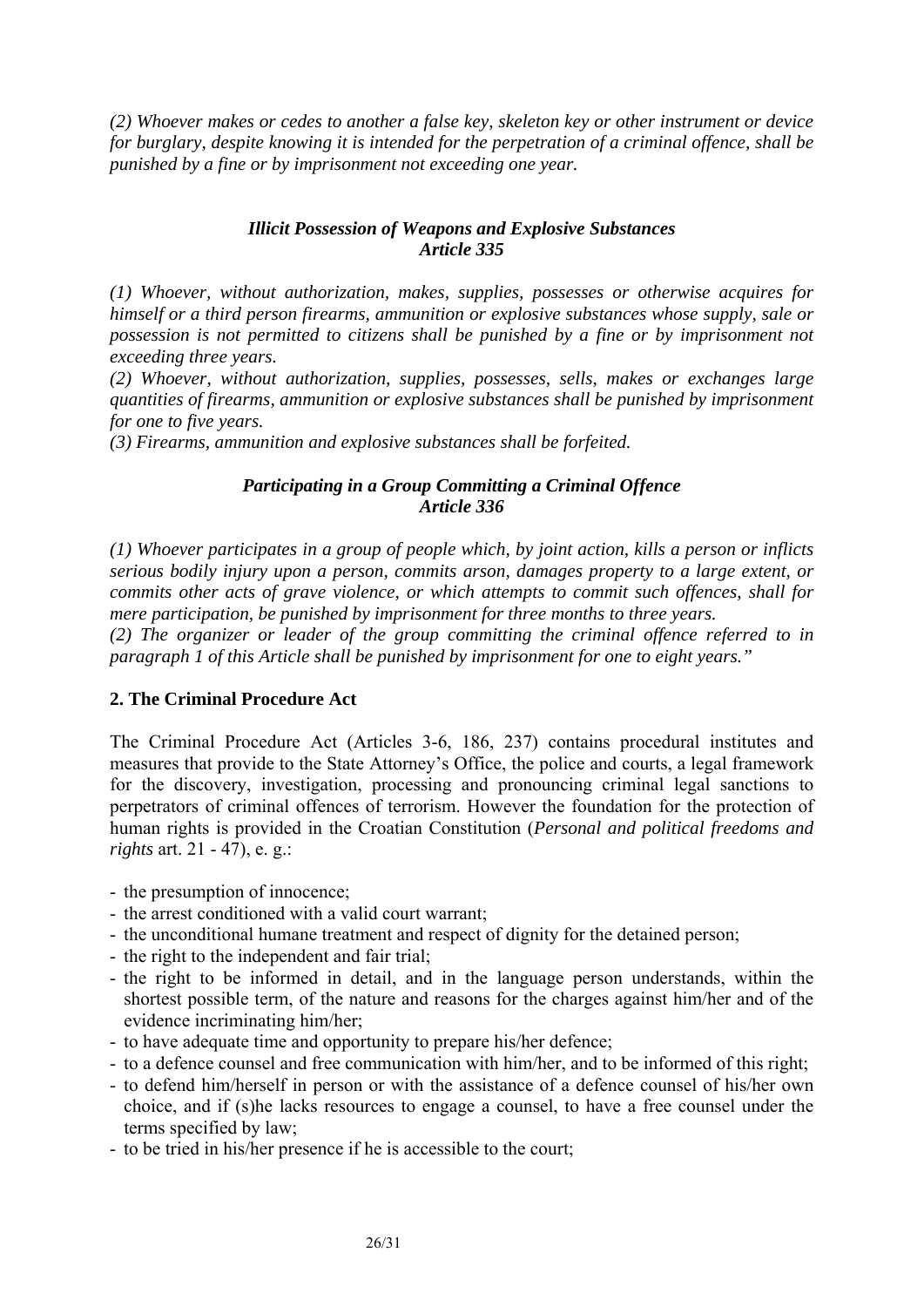*(2) Whoever makes or cedes to another a false key, skeleton key or other instrument or device for burglary, despite knowing it is intended for the perpetration of a criminal offence, shall be punished by a fine or by imprisonment not exceeding one year.*

***Illicit Possession of Weapons and Explosive Substances***
***Article 335***

*(1) Whoever, without authorization, makes, supplies, possesses or otherwise acquires for himself or a third person firearms, ammunition or explosive substances whose supply, sale or possession is not permitted to citizens shall be punished by a fine or by imprisonment not exceeding three years.*
*(2) Whoever, without authorization, supplies, possesses, sells, makes or exchanges large quantities of firearms, ammunition or explosive substances shall be punished by imprisonment for one to five years.*
*(3) Firearms, ammunition and explosive substances shall be forfeited.*

***Participating in a Group Committing a Criminal Offence***
***Article 336***

*(1) Whoever participates in a group of people which, by joint action, kills a person or inflicts serious bodily injury upon a person, commits arson, damages property to a large extent, or commits other acts of grave violence, or which attempts to commit such offences, shall for mere participation, be punished by imprisonment for three months to three years.*
*(2) The organizer or leader of the group committing the criminal offence referred to in paragraph 1 of this Article shall be punished by imprisonment for one to eight years."*

**2. The Criminal Procedure Act**

The Criminal Procedure Act (Articles 3-6, 186, 237) contains procedural institutes and measures that provide to the State Attorney's Office, the police and courts, a legal framework for the discovery, investigation, processing and pronouncing criminal legal sanctions to perpetrators of criminal offences of terrorism. However the foundation for the protection of human rights is provided in the Croatian Constitution (*Personal and political freedoms and rights* art. 21 - 47), e. g.:

- the presumption of innocence;
- the arrest conditioned with a valid court warrant;
- the unconditional humane treatment and respect of dignity for the detained person;
- the right to the independent and fair trial;
- the right to be informed in detail, and in the language person understands, within the shortest possible term, of the nature and reasons for the charges against him/her and of the evidence incriminating him/her;
- to have adequate time and opportunity to prepare his/her defence;
- to a defence counsel and free communication with him/her, and to be informed of this right;
- to defend him/herself in person or with the assistance of a defence counsel of his/her own choice, and if (s)he lacks resources to engage a counsel, to have a free counsel under the terms specified by law;
- to be tried in his/her presence if he is accessible to the court;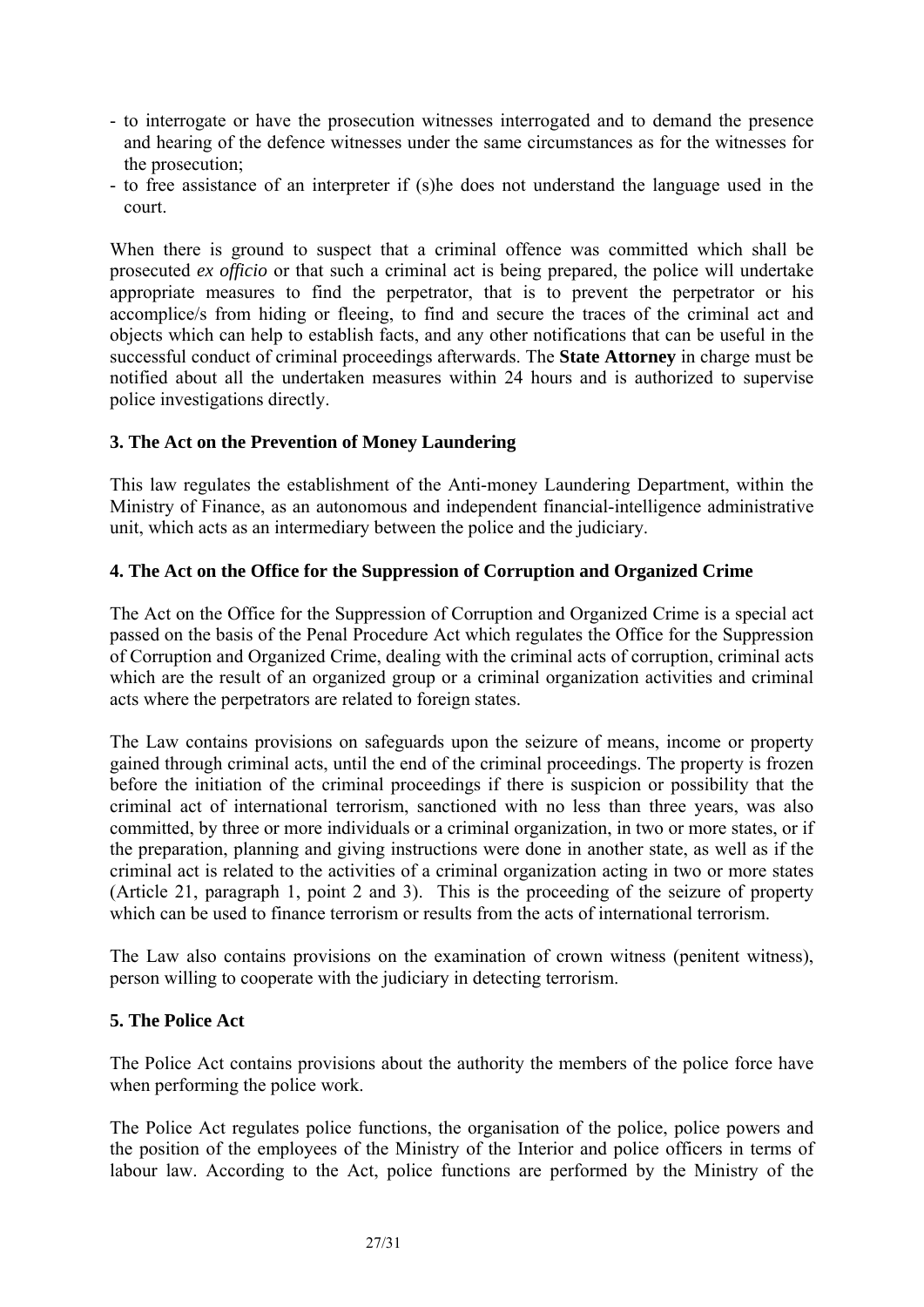- to interrogate or have the prosecution witnesses interrogated and to demand the presence and hearing of the defence witnesses under the same circumstances as for the witnesses for the prosecution;
- to free assistance of an interpreter if (s)he does not understand the language used in the court.

When there is ground to suspect that a criminal offence was committed which shall be prosecuted *ex officio* or that such a criminal act is being prepared, the police will undertake appropriate measures to find the perpetrator, that is to prevent the perpetrator or his accomplice/s from hiding or fleeing, to find and secure the traces of the criminal act and objects which can help to establish facts, and any other notifications that can be useful in the successful conduct of criminal proceedings afterwards. The **State Attorney** in charge must be notified about all the undertaken measures within 24 hours and is authorized to supervise police investigations directly.

### 3. The Act on the Prevention of Money Laundering

This law regulates the establishment of the Anti-money Laundering Department, within the Ministry of Finance, as an autonomous and independent financial-intelligence administrative unit, which acts as an intermediary between the police and the judiciary.

### 4. The Act on the Office for the Suppression of Corruption and Organized Crime

The Act on the Office for the Suppression of Corruption and Organized Crime is a special act passed on the basis of the Penal Procedure Act which regulates the Office for the Suppression of Corruption and Organized Crime, dealing with the criminal acts of corruption, criminal acts which are the result of an organized group or a criminal organization activities and criminal acts where the perpetrators are related to foreign states.

The Law contains provisions on safeguards upon the seizure of means, income or property gained through criminal acts, until the end of the criminal proceedings. The property is frozen before the initiation of the criminal proceedings if there is suspicion or possibility that the criminal act of international terrorism, sanctioned with no less than three years, was also committed, by three or more individuals or a criminal organization, in two or more states, or if the preparation, planning and giving instructions were done in another state, as well as if the criminal act is related to the activities of a criminal organization acting in two or more states (Article 21, paragraph 1, point 2 and 3). This is the proceeding of the seizure of property which can be used to finance terrorism or results from the acts of international terrorism.

The Law also contains provisions on the examination of crown witness (penitent witness), person willing to cooperate with the judiciary in detecting terrorism.

### 5. The Police Act

The Police Act contains provisions about the authority the members of the police force have when performing the police work.

The Police Act regulates police functions, the organisation of the police, police powers and the position of the employees of the Ministry of the Interior and police officers in terms of labour law. According to the Act, police functions are performed by the Ministry of the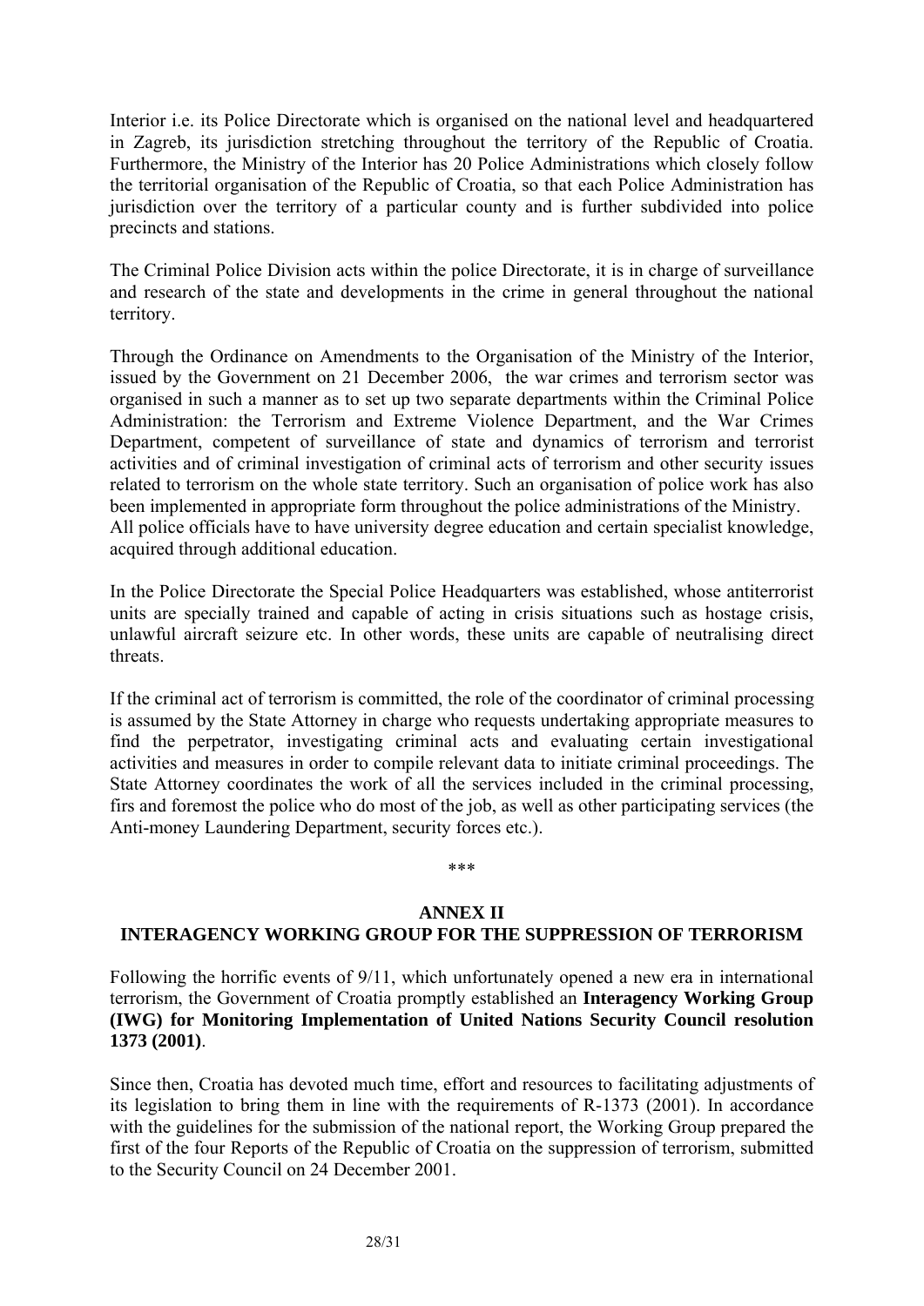Interior i.e. its Police Directorate which is organised on the national level and headquartered in Zagreb, its jurisdiction stretching throughout the territory of the Republic of Croatia. Furthermore, the Ministry of the Interior has 20 Police Administrations which closely follow the territorial organisation of the Republic of Croatia, so that each Police Administration has jurisdiction over the territory of a particular county and is further subdivided into police precincts and stations.

The Criminal Police Division acts within the police Directorate, it is in charge of surveillance and research of the state and developments in the crime in general throughout the national territory.

Through the Ordinance on Amendments to the Organisation of the Ministry of the Interior, issued by the Government on 21 December 2006, the war crimes and terrorism sector was organised in such a manner as to set up two separate departments within the Criminal Police Administration: the Terrorism and Extreme Violence Department, and the War Crimes Department, competent of surveillance of state and dynamics of terrorism and terrorist activities and of criminal investigation of criminal acts of terrorism and other security issues related to terrorism on the whole state territory. Such an organisation of police work has also been implemented in appropriate form throughout the police administrations of the Ministry.
All police officials have to have university degree education and certain specialist knowledge, acquired through additional education.

In the Police Directorate the Special Police Headquarters was established, whose antiterrorist units are specially trained and capable of acting in crisis situations such as hostage crisis, unlawful aircraft seizure etc. In other words, these units are capable of neutralising direct threats.

If the criminal act of terrorism is committed, the role of the coordinator of criminal processing is assumed by the State Attorney in charge who requests undertaking appropriate measures to find the perpetrator, investigating criminal acts and evaluating certain investigational activities and measures in order to compile relevant data to initiate criminal proceedings. The State Attorney coordinates the work of all the services included in the criminal processing, firs and foremost the police who do most of the job, as well as other participating services (the Anti-money Laundering Department, security forces etc.).

\*\*\*

## ANNEX II
## INTERAGENCY WORKING GROUP FOR THE SUPPRESSION OF TERRORISM

Following the horrific events of 9/11, which unfortunately opened a new era in international terrorism, the Government of Croatia promptly established an **Interagency Working Group (IWG) for Monitoring Implementation of United Nations Security Council resolution 1373 (2001)**.

Since then, Croatia has devoted much time, effort and resources to facilitating adjustments of its legislation to bring them in line with the requirements of R-1373 (2001). In accordance with the guidelines for the submission of the national report, the Working Group prepared the first of the four Reports of the Republic of Croatia on the suppression of terrorism, submitted to the Security Council on 24 December 2001.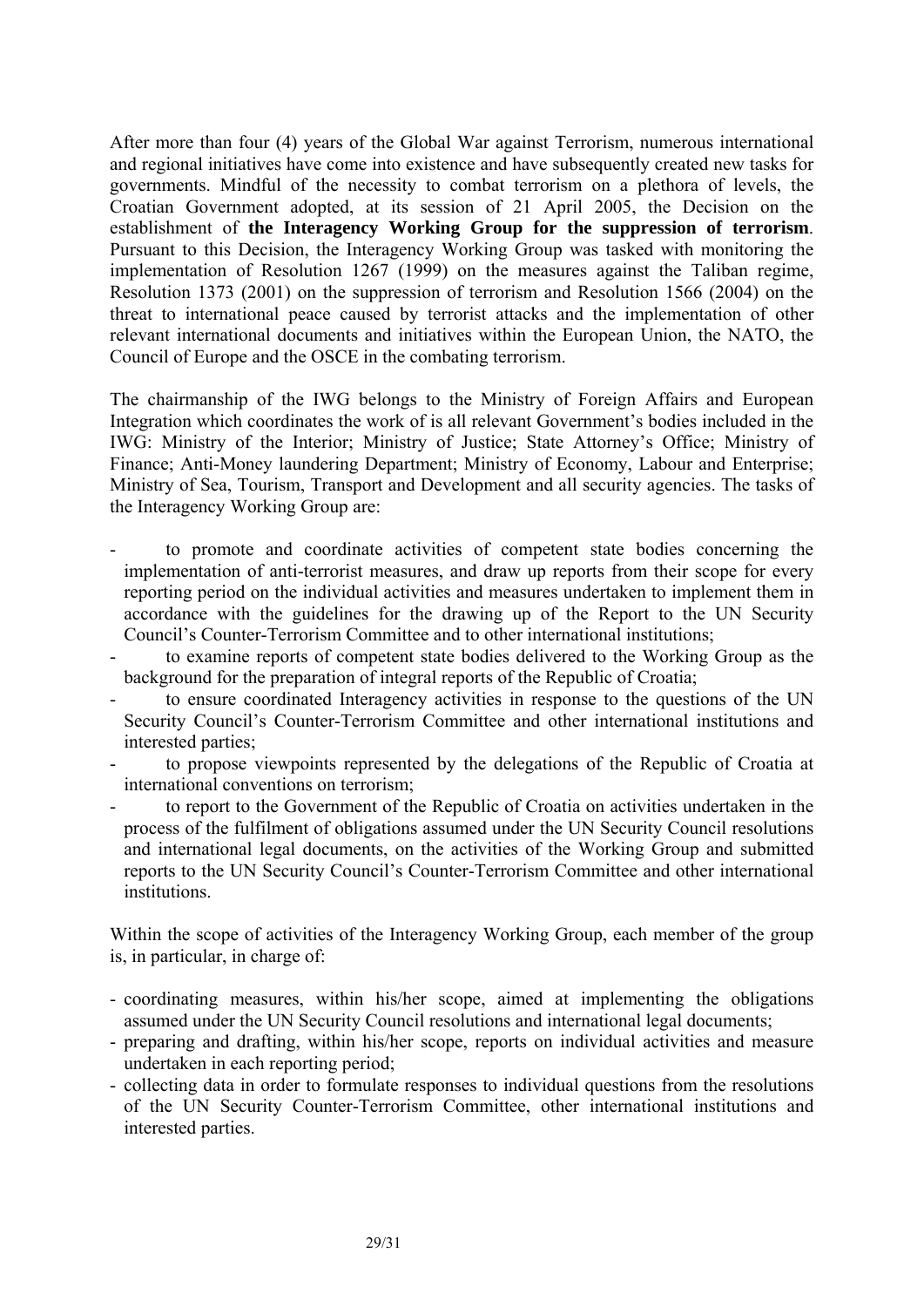After more than four (4) years of the Global War against Terrorism, numerous international and regional initiatives have come into existence and have subsequently created new tasks for governments. Mindful of the necessity to combat terrorism on a plethora of levels, the Croatian Government adopted, at its session of 21 April 2005, the Decision on the establishment of **the Interagency Working Group for the suppression of terrorism**. Pursuant to this Decision, the Interagency Working Group was tasked with monitoring the implementation of Resolution 1267 (1999) on the measures against the Taliban regime, Resolution 1373 (2001) on the suppression of terrorism and Resolution 1566 (2004) on the threat to international peace caused by terrorist attacks and the implementation of other relevant international documents and initiatives within the European Union, the NATO, the Council of Europe and the OSCE in the combating terrorism.

The chairmanship of the IWG belongs to the Ministry of Foreign Affairs and European Integration which coordinates the work of is all relevant Government's bodies included in the IWG: Ministry of the Interior; Ministry of Justice; State Attorney's Office; Ministry of Finance; Anti-Money laundering Department; Ministry of Economy, Labour and Enterprise; Ministry of Sea, Tourism, Transport and Development and all security agencies. The tasks of the Interagency Working Group are:

- to promote and coordinate activities of competent state bodies concerning the implementation of anti-terrorist measures, and draw up reports from their scope for every reporting period on the individual activities and measures undertaken to implement them in accordance with the guidelines for the drawing up of the Report to the UN Security Council's Counter-Terrorism Committee and to other international institutions;
- to examine reports of competent state bodies delivered to the Working Group as the background for the preparation of integral reports of the Republic of Croatia;
- to ensure coordinated Interagency activities in response to the questions of the UN Security Council's Counter-Terrorism Committee and other international institutions and interested parties;
- to propose viewpoints represented by the delegations of the Republic of Croatia at international conventions on terrorism;
- to report to the Government of the Republic of Croatia on activities undertaken in the process of the fulfilment of obligations assumed under the UN Security Council resolutions and international legal documents, on the activities of the Working Group and submitted reports to the UN Security Council's Counter-Terrorism Committee and other international institutions.

Within the scope of activities of the Interagency Working Group, each member of the group is, in particular, in charge of:

- coordinating measures, within his/her scope, aimed at implementing the obligations assumed under the UN Security Council resolutions and international legal documents;
- preparing and drafting, within his/her scope, reports on individual activities and measure undertaken in each reporting period;
- collecting data in order to formulate responses to individual questions from the resolutions of the UN Security Counter-Terrorism Committee, other international institutions and interested parties.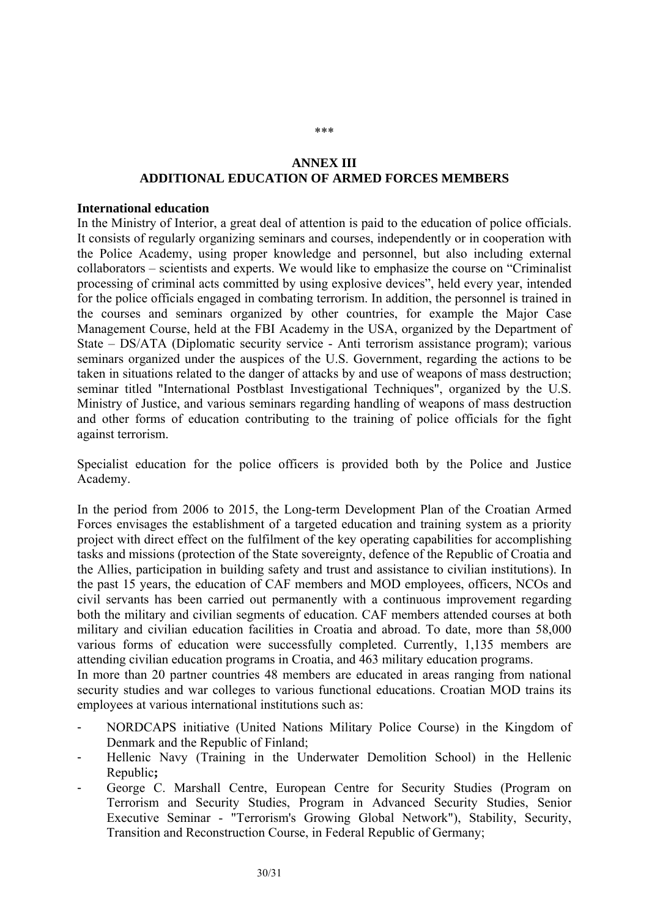\*\*\*

# ANNEX III
# ADDITIONAL EDUCATION OF ARMED FORCES MEMBERS

**International education**

In the Ministry of Interior, a great deal of attention is paid to the education of police officials. It consists of regularly organizing seminars and courses, independently or in cooperation with the Police Academy, using proper knowledge and personnel, but also including external collaborators – scientists and experts. We would like to emphasize the course on "Criminalist processing of criminal acts committed by using explosive devices", held every year, intended for the police officials engaged in combating terrorism. In addition, the personnel is trained in the courses and seminars organized by other countries, for example the Major Case Management Course, held at the FBI Academy in the USA, organized by the Department of State – DS/ATA (Diplomatic security service - Anti terrorism assistance program); various seminars organized under the auspices of the U.S. Government, regarding the actions to be taken in situations related to the danger of attacks by and use of weapons of mass destruction; seminar titled "International Postblast Investigational Techniques", organized by the U.S. Ministry of Justice, and various seminars regarding handling of weapons of mass destruction and other forms of education contributing to the training of police officials for the fight against terrorism.

Specialist education for the police officers is provided both by the Police and Justice Academy.

In the period from 2006 to 2015, the Long-term Development Plan of the Croatian Armed Forces envisages the establishment of a targeted education and training system as a priority project with direct effect on the fulfilment of the key operating capabilities for accomplishing tasks and missions (protection of the State sovereignty, defence of the Republic of Croatia and the Allies, participation in building safety and trust and assistance to civilian institutions). In the past 15 years, the education of CAF members and MOD employees, officers, NCOs and civil servants has been carried out permanently with a continuous improvement regarding both the military and civilian segments of education. CAF members attended courses at both military and civilian education facilities in Croatia and abroad. To date, more than 58,000 various forms of education were successfully completed. Currently, 1,135 members are attending civilian education programs in Croatia, and 463 military education programs.

In more than 20 partner countries 48 members are educated in areas ranging from national security studies and war colleges to various functional educations. Croatian MOD trains its employees at various international institutions such as:

- NORDCAPS initiative (United Nations Military Police Course) in the Kingdom of Denmark and the Republic of Finland;
- Hellenic Navy (Training in the Underwater Demolition School) in the Hellenic Republic**;**
- George C. Marshall Centre, European Centre for Security Studies (Program on Terrorism and Security Studies, Program in Advanced Security Studies, Senior Executive Seminar - "Terrorism's Growing Global Network"), Stability, Security, Transition and Reconstruction Course, in Federal Republic of Germany;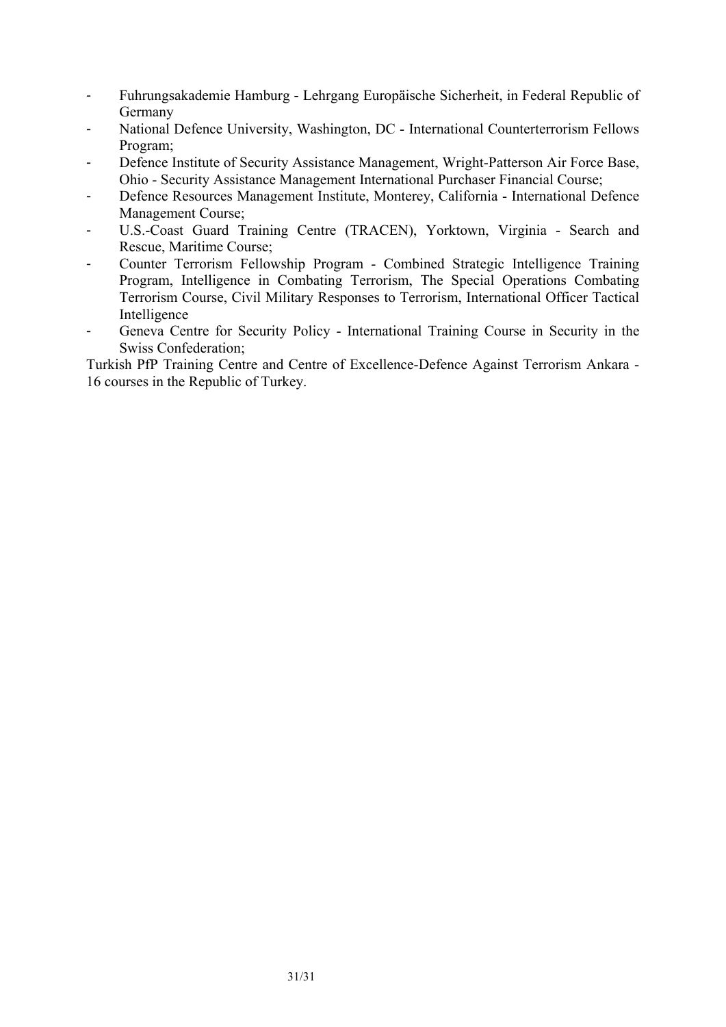- Fuhrungsakademie Hamburg - Lehrgang Europäische Sicherheit, in Federal Republic of Germany
- National Defence University, Washington, DC - International Counterterrorism Fellows Program;
- Defence Institute of Security Assistance Management, Wright-Patterson Air Force Base, Ohio - Security Assistance Management International Purchaser Financial Course;
- Defence Resources Management Institute, Monterey, California - International Defence Management Course;
- U.S.-Coast Guard Training Centre (TRACEN), Yorktown, Virginia - Search and Rescue, Maritime Course;
- Counter Terrorism Fellowship Program - Combined Strategic Intelligence Training Program, Intelligence in Combating Terrorism, The Special Operations Combating Terrorism Course, Civil Military Responses to Terrorism, International Officer Tactical Intelligence
- Geneva Centre for Security Policy - International Training Course in Security in the Swiss Confederation;

Turkish PfP Training Centre and Centre of Excellence-Defence Against Terrorism Ankara - 16 courses in the Republic of Turkey.